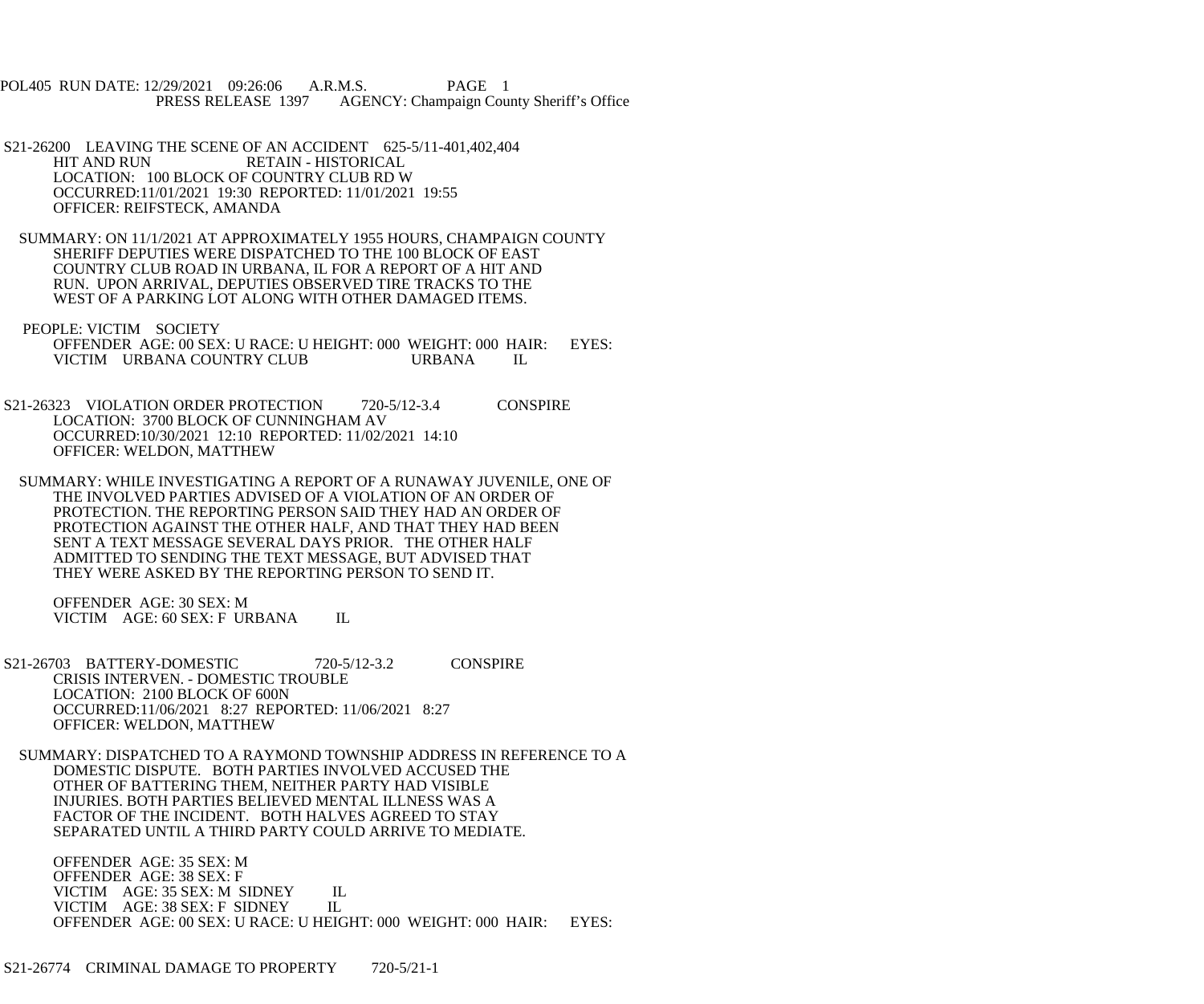POL405 RUN DATE: 12/29/2021 09:26:06 A.R.M.S. PAGE 1
PRESS RELEASE 1397 AGENCY: Champaign County Sheriff's Office

S21-26200 LEAVING THE SCENE OF AN ACCIDENT 625-5/11-401,402,404
HIT AND RUN RETAIN - HISTORICAL
LOCATION: 100 BLOCK OF COUNTRY CLUB RD W
OCCURRED:11/01/2021 19:30 REPORTED: 11/01/2021 19:55
OFFICER: REIFSTECK, AMANDA

SUMMARY: ON 11/1/2021 AT APPROXIMATELY 1955 HOURS, CHAMPAIGN COUNTY SHERIFF DEPUTIES WERE DISPATCHED TO THE 100 BLOCK OF EAST COUNTRY CLUB ROAD IN URBANA, IL FOR A REPORT OF A HIT AND RUN. UPON ARRIVAL, DEPUTIES OBSERVED TIRE TRACKS TO THE WEST OF A PARKING LOT ALONG WITH OTHER DAMAGED ITEMS.

PEOPLE: VICTIM SOCIETY
OFFENDER AGE: 00 SEX: U RACE: U HEIGHT: 000 WEIGHT: 000 HAIR: EYES:
VICTIM URBANA COUNTRY CLUB URBANA IL

S21-26323 VIOLATION ORDER PROTECTION 720-5/12-3.4 CONSPIRE
LOCATION: 3700 BLOCK OF CUNNINGHAM AV
OCCURRED:10/30/2021 12:10 REPORTED: 11/02/2021 14:10
OFFICER: WELDON, MATTHEW

SUMMARY: WHILE INVESTIGATING A REPORT OF A RUNAWAY JUVENILE, ONE OF THE INVOLVED PARTIES ADVISED OF A VIOLATION OF AN ORDER OF PROTECTION. THE REPORTING PERSON SAID THEY HAD AN ORDER OF PROTECTION AGAINST THE OTHER HALF, AND THAT THEY HAD BEEN SENT A TEXT MESSAGE SEVERAL DAYS PRIOR. THE OTHER HALF ADMITTED TO SENDING THE TEXT MESSAGE, BUT ADVISED THAT THEY WERE ASKED BY THE REPORTING PERSON TO SEND IT.

OFFENDER AGE: 30 SEX: M
VICTIM AGE: 60 SEX: F URBANA IL

S21-26703 BATTERY-DOMESTIC 720-5/12-3.2 CONSPIRE
CRISIS INTERVEN. - DOMESTIC TROUBLE
LOCATION: 2100 BLOCK OF 600N
OCCURRED:11/06/2021 8:27 REPORTED: 11/06/2021 8:27
OFFICER: WELDON, MATTHEW

SUMMARY: DISPATCHED TO A RAYMOND TOWNSHIP ADDRESS IN REFERENCE TO A DOMESTIC DISPUTE. BOTH PARTIES INVOLVED ACCUSED THE OTHER OF BATTERING THEM, NEITHER PARTY HAD VISIBLE INJURIES. BOTH PARTIES BELIEVED MENTAL ILLNESS WAS A FACTOR OF THE INCIDENT. BOTH HALVES AGREED TO STAY SEPARATED UNTIL A THIRD PARTY COULD ARRIVE TO MEDIATE.

OFFENDER AGE: 35 SEX: M
OFFENDER AGE: 38 SEX: F
VICTIM AGE: 35 SEX: M SIDNEY IL
VICTIM AGE: 38 SEX: F SIDNEY IL
OFFENDER AGE: 00 SEX: U RACE: U HEIGHT: 000 WEIGHT: 000 HAIR: EYES:

S21-26774 CRIMINAL DAMAGE TO PROPERTY 720-5/21-1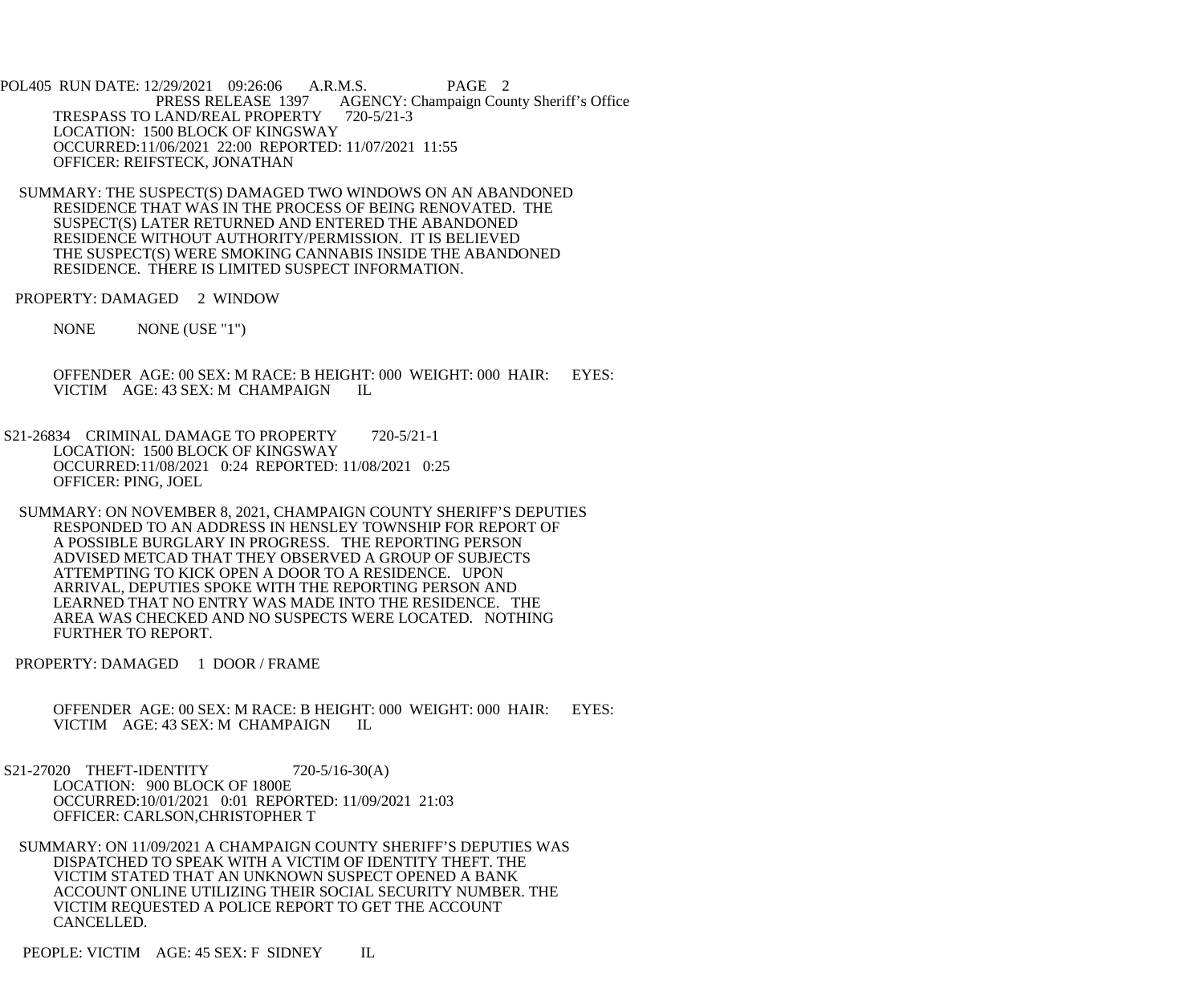POL405 RUN DATE: 12/29/2021 09:26:06 A.R.M.S. PAGE 2
PRESS RELEASE 1397 AGENCY: Champaign County Sheriff's Office

TRESPASS TO LAND/REAL PROPERTY 720-5/21-3
LOCATION: 1500 BLOCK OF KINGSWAY
OCCURRED:11/06/2021 22:00 REPORTED: 11/07/2021 11:55
OFFICER: REIFSTECK, JONATHAN

SUMMARY: THE SUSPECT(S) DAMAGED TWO WINDOWS ON AN ABANDONED RESIDENCE THAT WAS IN THE PROCESS OF BEING RENOVATED. THE SUSPECT(S) LATER RETURNED AND ENTERED THE ABANDONED RESIDENCE WITHOUT AUTHORITY/PERMISSION. IT IS BELIEVED THE SUSPECT(S) WERE SMOKING CANNABIS INSIDE THE ABANDONED RESIDENCE. THERE IS LIMITED SUSPECT INFORMATION.

PROPERTY: DAMAGED 2 WINDOW

NONE NONE (USE "1")

OFFENDER AGE: 00 SEX: M RACE: B HEIGHT: 000 WEIGHT: 000 HAIR: EYES:
VICTIM AGE: 43 SEX: M CHAMPAIGN IL

S21-26834 CRIMINAL DAMAGE TO PROPERTY 720-5/21-1
LOCATION: 1500 BLOCK OF KINGSWAY
OCCURRED:11/08/2021 0:24 REPORTED: 11/08/2021 0:25
OFFICER: PING, JOEL

SUMMARY: ON NOVEMBER 8, 2021, CHAMPAIGN COUNTY SHERIFF'S DEPUTIES RESPONDED TO AN ADDRESS IN HENSLEY TOWNSHIP FOR REPORT OF A POSSIBLE BURGLARY IN PROGRESS. THE REPORTING PERSON ADVISED METCAD THAT THEY OBSERVED A GROUP OF SUBJECTS ATTEMPTING TO KICK OPEN A DOOR TO A RESIDENCE. UPON ARRIVAL, DEPUTIES SPOKE WITH THE REPORTING PERSON AND LEARNED THAT NO ENTRY WAS MADE INTO THE RESIDENCE. THE AREA WAS CHECKED AND NO SUSPECTS WERE LOCATED. NOTHING FURTHER TO REPORT.

PROPERTY: DAMAGED 1 DOOR / FRAME

OFFENDER AGE: 00 SEX: M RACE: B HEIGHT: 000 WEIGHT: 000 HAIR: EYES:
VICTIM AGE: 43 SEX: M CHAMPAIGN IL

S21-27020 THEFT-IDENTITY 720-5/16-30(A)
LOCATION: 900 BLOCK OF 1800E
OCCURRED:10/01/2021 0:01 REPORTED: 11/09/2021 21:03
OFFICER: CARLSON,CHRISTOPHER T

SUMMARY: ON 11/09/2021 A CHAMPAIGN COUNTY SHERIFF'S DEPUTIES WAS DISPATCHED TO SPEAK WITH A VICTIM OF IDENTITY THEFT. THE VICTIM STATED THAT AN UNKNOWN SUSPECT OPENED A BANK ACCOUNT ONLINE UTILIZING THEIR SOCIAL SECURITY NUMBER. THE VICTIM REQUESTED A POLICE REPORT TO GET THE ACCOUNT CANCELLED.

PEOPLE: VICTIM AGE: 45 SEX: F SIDNEY IL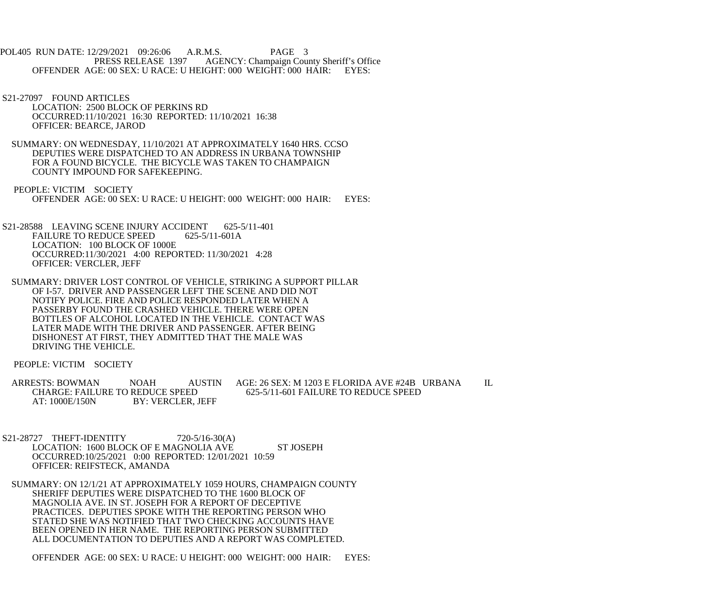OFFENDER AGE: 00 SEX: U RACE: U HEIGHT: 000 WEIGHT: 000 HAIR: EYES:

S21-27097 FOUND ARTICLES
LOCATION: 2500 BLOCK OF PERKINS RD
OCCURRED:11/10/2021 16:30 REPORTED: 11/10/2021 16:38
OFFICER: BEARCE, JAROD

SUMMARY: ON WEDNESDAY, 11/10/2021 AT APPROXIMATELY 1640 HRS. CCSO DEPUTIES WERE DISPATCHED TO AN ADDRESS IN URBANA TOWNSHIP FOR A FOUND BICYCLE. THE BICYCLE WAS TAKEN TO CHAMPAIGN COUNTY IMPOUND FOR SAFEKEEPING.

PEOPLE: VICTIM SOCIETY
OFFENDER AGE: 00 SEX: U RACE: U HEIGHT: 000 WEIGHT: 000 HAIR: EYES:

S21-28588 LEAVING SCENE INJURY ACCIDENT 625-5/11-401
FAILURE TO REDUCE SPEED 625-5/11-601A
LOCATION: 100 BLOCK OF 1000E
OCCURRED:11/30/2021 4:00 REPORTED: 11/30/2021 4:28
OFFICER: VERCLER, JEFF

SUMMARY: DRIVER LOST CONTROL OF VEHICLE, STRIKING A SUPPORT PILLAR OF I-57. DRIVER AND PASSENGER LEFT THE SCENE AND DID NOT NOTIFY POLICE. FIRE AND POLICE RESPONDED LATER WHEN A PASSERBY FOUND THE CRASHED VEHICLE. THERE WERE OPEN BOTTLES OF ALCOHOL LOCATED IN THE VEHICLE. CONTACT WAS LATER MADE WITH THE DRIVER AND PASSENGER. AFTER BEING DISHONEST AT FIRST, THEY ADMITTED THAT THE MALE WAS DRIVING THE VEHICLE.

PEOPLE: VICTIM SOCIETY

ARRESTS: BOWMAN NOAH AUSTIN AGE: 26 SEX: M 1203 E FLORIDA AVE #24B URBANA IL
CHARGE: FAILURE TO REDUCE SPEED 625-5/11-601 FAILURE TO REDUCE SPEED
AT: 1000E/150N BY: VERCLER, JEFF

S21-28727 THEFT-IDENTITY 720-5/16-30(A)
LOCATION: 1600 BLOCK OF E MAGNOLIA AVE ST JOSEPH
OCCURRED:10/25/2021 0:00 REPORTED: 12/01/2021 10:59
OFFICER: REIFSTECK, AMANDA

SUMMARY: ON 12/1/21 AT APPROXIMATELY 1059 HOURS, CHAMPAIGN COUNTY SHERIFF DEPUTIES WERE DISPATCHED TO THE 1600 BLOCK OF MAGNOLIA AVE. IN ST. JOSEPH FOR A REPORT OF DECEPTIVE PRACTICES. DEPUTIES SPOKE WITH THE REPORTING PERSON WHO STATED SHE WAS NOTIFIED THAT TWO CHECKING ACCOUNTS HAVE BEEN OPENED IN HER NAME. THE REPORTING PERSON SUBMITTED ALL DOCUMENTATION TO DEPUTIES AND A REPORT WAS COMPLETED.

OFFENDER AGE: 00 SEX: U RACE: U HEIGHT: 000 WEIGHT: 000 HAIR: EYES: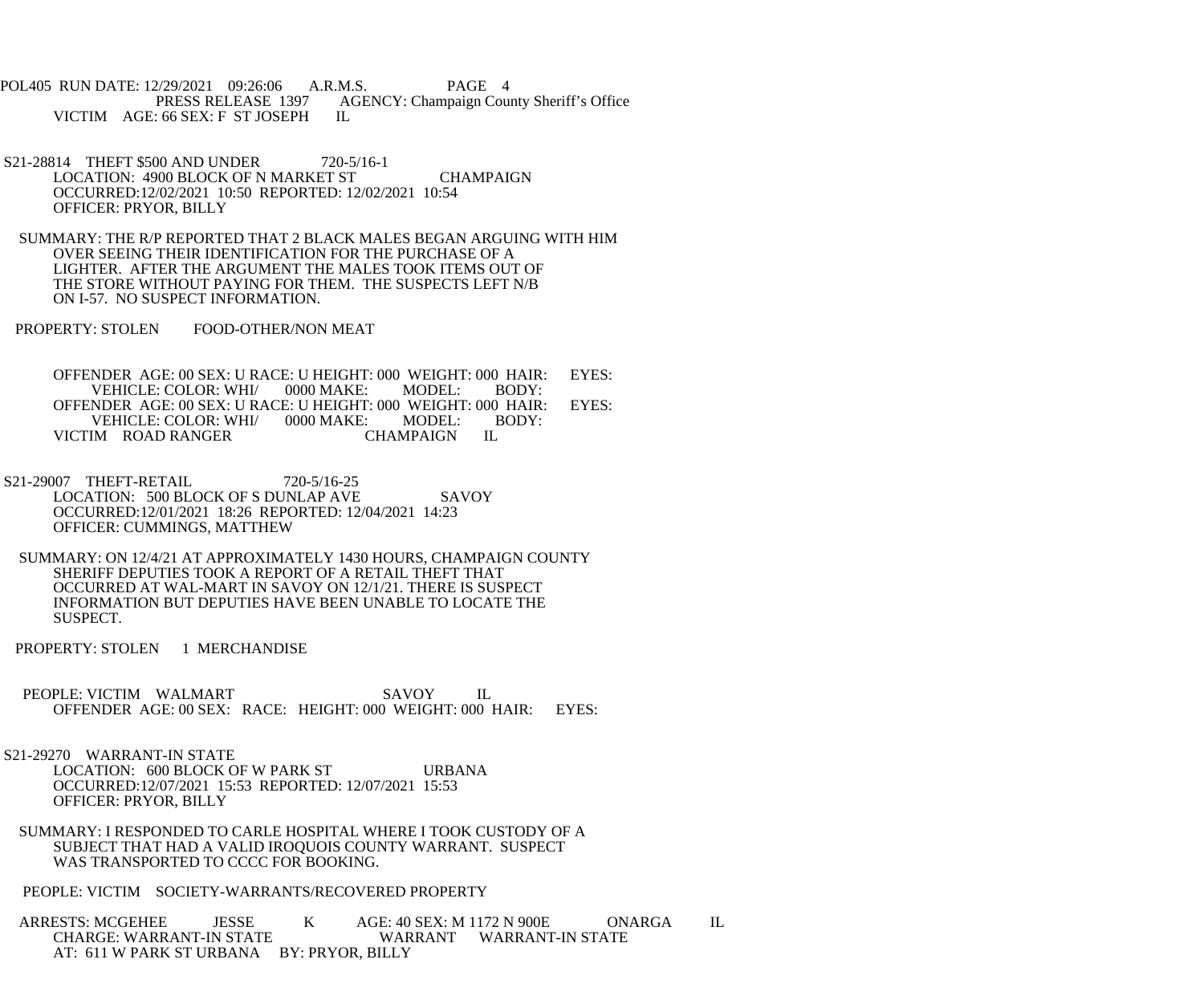VICTIM AGE: 66 SEX: F ST JOSEPH IL

S21-28814 THEFT $500 AND UNDER 720-5/16-1
LOCATION: 4900 BLOCK OF N MARKET ST CHAMPAIGN
OCCURRED:12/02/2021 10:50 REPORTED: 12/02/2021 10:54
OFFICER: PRYOR, BILLY

SUMMARY: THE R/P REPORTED THAT 2 BLACK MALES BEGAN ARGUING WITH HIM OVER SEEING THEIR IDENTIFICATION FOR THE PURCHASE OF A LIGHTER. AFTER THE ARGUMENT THE MALES TOOK ITEMS OUT OF THE STORE WITHOUT PAYING FOR THEM. THE SUSPECTS LEFT N/B ON I-57. NO SUSPECT INFORMATION.

PROPERTY: STOLEN FOOD-OTHER/NON MEAT

OFFENDER AGE: 00 SEX: U RACE: U HEIGHT: 000 WEIGHT: 000 HAIR: EYES:
VEHICLE: COLOR: WHI/ 0000 MAKE: MODEL: BODY:
OFFENDER AGE: 00 SEX: U RACE: U HEIGHT: 000 WEIGHT: 000 HAIR: EYES:
VEHICLE: COLOR: WHI/ 0000 MAKE: MODEL: BODY:
VICTIM ROAD RANGER CHAMPAIGN IL

S21-29007 THEFT-RETAIL 720-5/16-25
LOCATION: 500 BLOCK OF S DUNLAP AVE SAVOY
OCCURRED:12/01/2021 18:26 REPORTED: 12/04/2021 14:23
OFFICER: CUMMINGS, MATTHEW

SUMMARY: ON 12/4/21 AT APPROXIMATELY 1430 HOURS, CHAMPAIGN COUNTY SHERIFF DEPUTIES TOOK A REPORT OF A RETAIL THEFT THAT OCCURRED AT WAL-MART IN SAVOY ON 12/1/21. THERE IS SUSPECT INFORMATION BUT DEPUTIES HAVE BEEN UNABLE TO LOCATE THE SUSPECT.

PROPERTY: STOLEN 1 MERCHANDISE

PEOPLE: VICTIM WALMART SAVOY IL
OFFENDER AGE: 00 SEX: RACE: HEIGHT: 000 WEIGHT: 000 HAIR: EYES:

S21-29270 WARRANT-IN STATE
LOCATION: 600 BLOCK OF W PARK ST URBANA
OCCURRED:12/07/2021 15:53 REPORTED: 12/07/2021 15:53
OFFICER: PRYOR, BILLY

SUMMARY: I RESPONDED TO CARLE HOSPITAL WHERE I TOOK CUSTODY OF A SUBJECT THAT HAD A VALID IROQUOIS COUNTY WARRANT. SUSPECT WAS TRANSPORTED TO CCCC FOR BOOKING.

PEOPLE: VICTIM SOCIETY-WARRANTS/RECOVERED PROPERTY

ARRESTS: MCGEHEE JESSE K AGE: 40 SEX: M 1172 N 900E ONARGA IL
CHARGE: WARRANT-IN STATE WARRANT WARRANT-IN STATE
AT: 611 W PARK ST URBANA BY: PRYOR, BILLY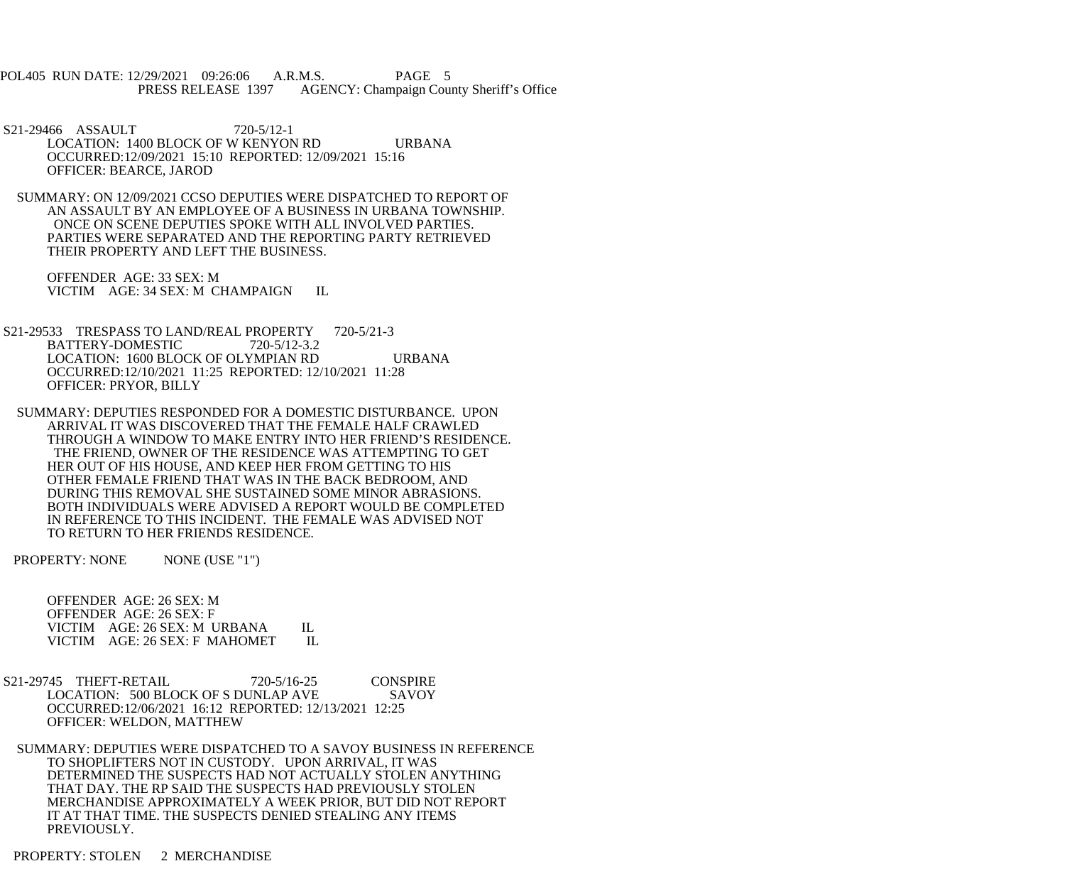S21-29466 ASSAULT 720-5/12-1
LOCATION: 1400 BLOCK OF W KENYON RD URBANA
OCCURRED:12/09/2021 15:10 REPORTED: 12/09/2021 15:16
OFFICER: BEARCE, JAROD

SUMMARY: ON 12/09/2021 CCSO DEPUTIES WERE DISPATCHED TO REPORT OF AN ASSAULT BY AN EMPLOYEE OF A BUSINESS IN URBANA TOWNSHIP. ONCE ON SCENE DEPUTIES SPOKE WITH ALL INVOLVED PARTIES. PARTIES WERE SEPARATED AND THE REPORTING PARTY RETRIEVED THEIR PROPERTY AND LEFT THE BUSINESS.

OFFENDER AGE: 33 SEX: M
VICTIM AGE: 34 SEX: M CHAMPAIGN IL

S21-29533 TRESPASS TO LAND/REAL PROPERTY 720-5/21-3
BATTERY-DOMESTIC 720-5/12-3.2
LOCATION: 1600 BLOCK OF OLYMPIAN RD URBANA
OCCURRED:12/10/2021 11:25 REPORTED: 12/10/2021 11:28
OFFICER: PRYOR, BILLY

SUMMARY: DEPUTIES RESPONDED FOR A DOMESTIC DISTURBANCE. UPON ARRIVAL IT WAS DISCOVERED THAT THE FEMALE HALF CRAWLED THROUGH A WINDOW TO MAKE ENTRY INTO HER FRIEND'S RESIDENCE. THE FRIEND, OWNER OF THE RESIDENCE WAS ATTEMPTING TO GET HER OUT OF HIS HOUSE, AND KEEP HER FROM GETTING TO HIS OTHER FEMALE FRIEND THAT WAS IN THE BACK BEDROOM, AND DURING THIS REMOVAL SHE SUSTAINED SOME MINOR ABRASIONS. BOTH INDIVIDUALS WERE ADVISED A REPORT WOULD BE COMPLETED IN REFERENCE TO THIS INCIDENT. THE FEMALE WAS ADVISED NOT TO RETURN TO HER FRIENDS RESIDENCE.

PROPERTY: NONE NONE (USE "1")

OFFENDER AGE: 26 SEX: M
OFFENDER AGE: 26 SEX: F
VICTIM AGE: 26 SEX: M URBANA IL
VICTIM AGE: 26 SEX: F MAHOMET IL

S21-29745 THEFT-RETAIL 720-5/16-25 CONSPIRE
LOCATION: 500 BLOCK OF S DUNLAP AVE SAVOY
OCCURRED:12/06/2021 16:12 REPORTED: 12/13/2021 12:25
OFFICER: WELDON, MATTHEW

SUMMARY: DEPUTIES WERE DISPATCHED TO A SAVOY BUSINESS IN REFERENCE TO SHOPLIFTERS NOT IN CUSTODY. UPON ARRIVAL, IT WAS DETERMINED THE SUSPECTS HAD NOT ACTUALLY STOLEN ANYTHING THAT DAY. THE RP SAID THE SUSPECTS HAD PREVIOUSLY STOLEN MERCHANDISE APPROXIMATELY A WEEK PRIOR, BUT DID NOT REPORT IT AT THAT TIME. THE SUSPECTS DENIED STEALING ANY ITEMS PREVIOUSLY.

PROPERTY: STOLEN 2 MERCHANDISE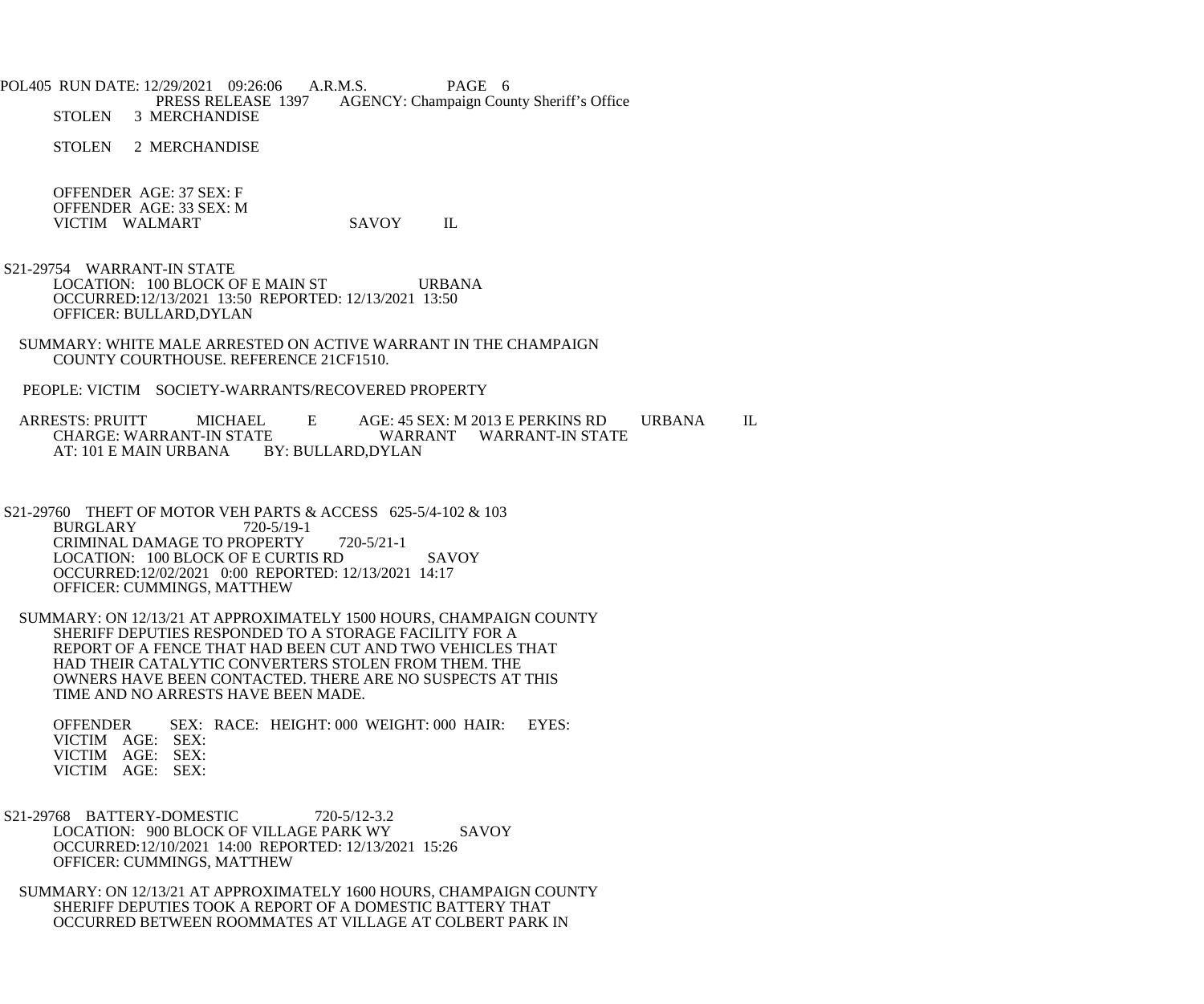STOLEN 3 MERCHANDISE

STOLEN 2 MERCHANDISE

OFFENDER AGE: 37 SEX: F
OFFENDER AGE: 33 SEX: M
VICTIM WALMART SAVOY IL

S21-29754 WARRANT-IN STATE
LOCATION: 100 BLOCK OF E MAIN ST URBANA
OCCURRED:12/13/2021 13:50 REPORTED: 12/13/2021 13:50
OFFICER: BULLARD,DYLAN

SUMMARY: WHITE MALE ARRESTED ON ACTIVE WARRANT IN THE CHAMPAIGN COUNTY COURTHOUSE. REFERENCE 21CF1510.

PEOPLE: VICTIM SOCIETY-WARRANTS/RECOVERED PROPERTY

ARRESTS: PRUITT MICHAEL E AGE: 45 SEX: M 2013 E PERKINS RD URBANA IL
CHARGE: WARRANT-IN STATE WARRANT WARRANT-IN STATE
AT: 101 E MAIN URBANA BY: BULLARD,DYLAN

S21-29760 THEFT OF MOTOR VEH PARTS & ACCESS 625-5/4-102 & 103
BURGLARY 720-5/19-1
CRIMINAL DAMAGE TO PROPERTY 720-5/21-1
LOCATION: 100 BLOCK OF E CURTIS RD SAVOY
OCCURRED:12/02/2021 0:00 REPORTED: 12/13/2021 14:17
OFFICER: CUMMINGS, MATTHEW

SUMMARY: ON 12/13/21 AT APPROXIMATELY 1500 HOURS, CHAMPAIGN COUNTY SHERIFF DEPUTIES RESPONDED TO A STORAGE FACILITY FOR A REPORT OF A FENCE THAT HAD BEEN CUT AND TWO VEHICLES THAT HAD THEIR CATALYTIC CONVERTERS STOLEN FROM THEM. THE OWNERS HAVE BEEN CONTACTED. THERE ARE NO SUSPECTS AT THIS TIME AND NO ARRESTS HAVE BEEN MADE.

OFFENDER SEX: RACE: HEIGHT: 000 WEIGHT: 000 HAIR: EYES:
VICTIM AGE: SEX:
VICTIM AGE: SEX:
VICTIM AGE: SEX:

S21-29768 BATTERY-DOMESTIC 720-5/12-3.2
LOCATION: 900 BLOCK OF VILLAGE PARK WY SAVOY
OCCURRED:12/10/2021 14:00 REPORTED: 12/13/2021 15:26
OFFICER: CUMMINGS, MATTHEW

SUMMARY: ON 12/13/21 AT APPROXIMATELY 1600 HOURS, CHAMPAIGN COUNTY SHERIFF DEPUTIES TOOK A REPORT OF A DOMESTIC BATTERY THAT OCCURRED BETWEEN ROOMMATES AT VILLAGE AT COLBERT PARK IN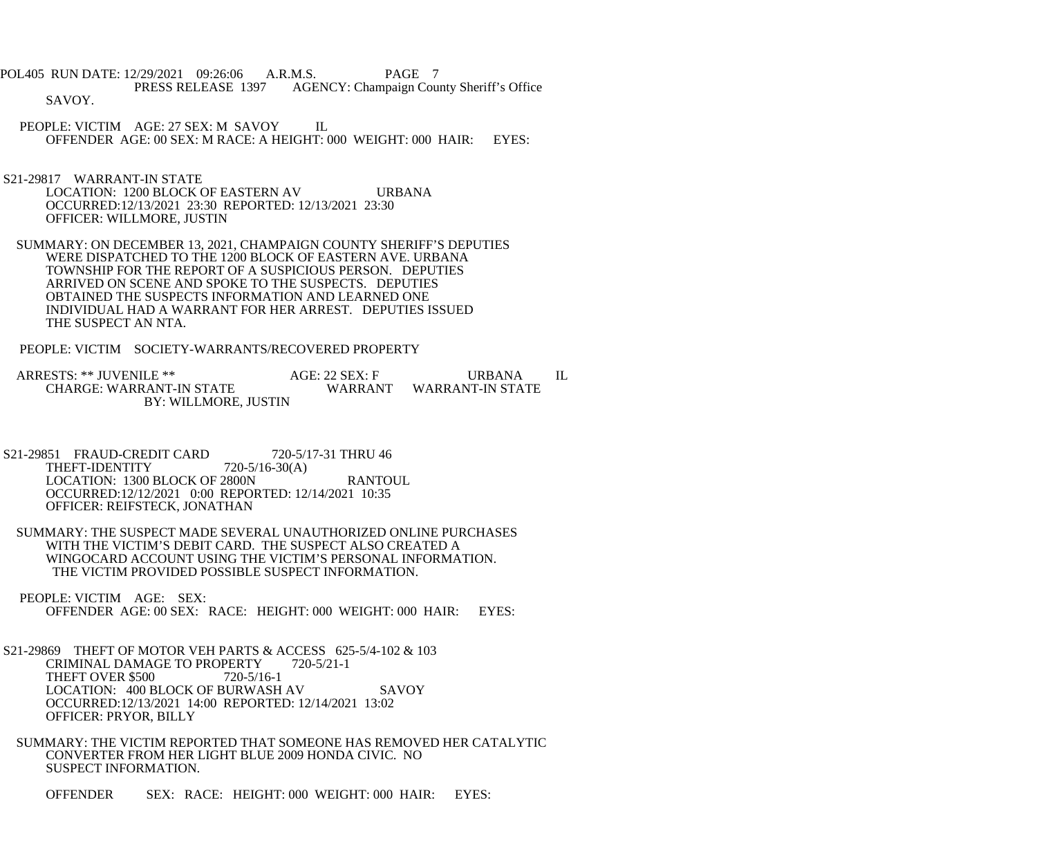POL405 RUN DATE: 12/29/2021 09:26:06 A.R.M.S. PAGE 7
PRESS RELEASE 1397 AGENCY: Champaign County Sheriff's Office

SAVOY.

PEOPLE: VICTIM AGE: 27 SEX: M SAVOY IL
OFFENDER AGE: 00 SEX: M RACE: A HEIGHT: 000 WEIGHT: 000 HAIR: EYES:

S21-29817 WARRANT-IN STATE
LOCATION: 1200 BLOCK OF EASTERN AV URBANA
OCCURRED:12/13/2021 23:30 REPORTED: 12/13/2021 23:30
OFFICER: WILLMORE, JUSTIN

SUMMARY: ON DECEMBER 13, 2021, CHAMPAIGN COUNTY SHERIFF'S DEPUTIES WERE DISPATCHED TO THE 1200 BLOCK OF EASTERN AVE. URBANA TOWNSHIP FOR THE REPORT OF A SUSPICIOUS PERSON. DEPUTIES ARRIVED ON SCENE AND SPOKE TO THE SUSPECTS. DEPUTIES OBTAINED THE SUSPECTS INFORMATION AND LEARNED ONE INDIVIDUAL HAD A WARRANT FOR HER ARREST. DEPUTIES ISSUED THE SUSPECT AN NTA.

PEOPLE: VICTIM SOCIETY-WARRANTS/RECOVERED PROPERTY

ARRESTS: ** JUVENILE ** AGE: 22 SEX: F URBANA IL
CHARGE: WARRANT-IN STATE WARRANT WARRANT-IN STATE
BY: WILLMORE, JUSTIN

S21-29851 FRAUD-CREDIT CARD 720-5/17-31 THRU 46
THEFT-IDENTITY 720-5/16-30(A)
LOCATION: 1300 BLOCK OF 2800N RANTOUL
OCCURRED:12/12/2021 0:00 REPORTED: 12/14/2021 10:35
OFFICER: REIFSTECK, JONATHAN

SUMMARY: THE SUSPECT MADE SEVERAL UNAUTHORIZED ONLINE PURCHASES WITH THE VICTIM'S DEBIT CARD. THE SUSPECT ALSO CREATED A WINGOCARD ACCOUNT USING THE VICTIM'S PERSONAL INFORMATION. THE VICTIM PROVIDED POSSIBLE SUSPECT INFORMATION.

PEOPLE: VICTIM AGE: SEX:
OFFENDER AGE: 00 SEX: RACE: HEIGHT: 000 WEIGHT: 000 HAIR: EYES:

S21-29869 THEFT OF MOTOR VEH PARTS & ACCESS 625-5/4-102 & 103
CRIMINAL DAMAGE TO PROPERTY 720-5/21-1
THEFT OVER $500 720-5/16-1
LOCATION: 400 BLOCK OF BURWASH AV SAVOY
OCCURRED:12/13/2021 14:00 REPORTED: 12/14/2021 13:02
OFFICER: PRYOR, BILLY

SUMMARY: THE VICTIM REPORTED THAT SOMEONE HAS REMOVED HER CATALYTIC CONVERTER FROM HER LIGHT BLUE 2009 HONDA CIVIC. NO SUSPECT INFORMATION.

OFFENDER SEX: RACE: HEIGHT: 000 WEIGHT: 000 HAIR: EYES: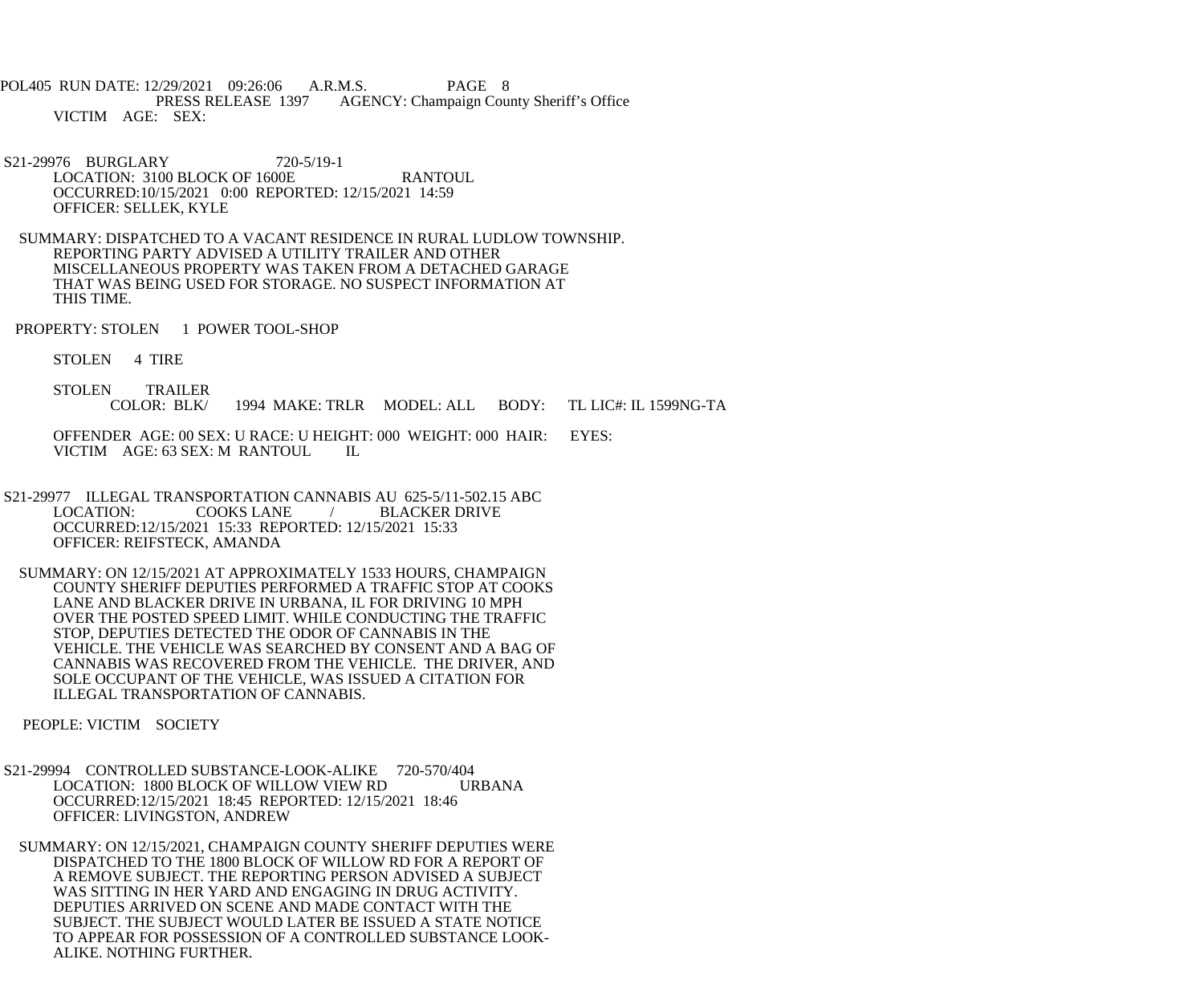VICTIM AGE: SEX:

S21-29976 BURGLARY 720-5/19-1
LOCATION: 3100 BLOCK OF 1600E RANTOUL
OCCURRED:10/15/2021 0:00 REPORTED: 12/15/2021 14:59
OFFICER: SELLEK, KYLE

SUMMARY: DISPATCHED TO A VACANT RESIDENCE IN RURAL LUDLOW TOWNSHIP. REPORTING PARTY ADVISED A UTILITY TRAILER AND OTHER MISCELLANEOUS PROPERTY WAS TAKEN FROM A DETACHED GARAGE THAT WAS BEING USED FOR STORAGE. NO SUSPECT INFORMATION AT THIS TIME.

PROPERTY: STOLEN 1 POWER TOOL-SHOP

STOLEN 4 TIRE

STOLEN TRAILER
COLOR: BLK/ 1994 MAKE: TRLR MODEL: ALL BODY: TL LIC#: IL 1599NG-TA

OFFENDER AGE: 00 SEX: U RACE: U HEIGHT: 000 WEIGHT: 000 HAIR: EYES:
VICTIM AGE: 63 SEX: M RANTOUL IL

S21-29977 ILLEGAL TRANSPORTATION CANNABIS AU 625-5/11-502.15 ABC
LOCATION: COOKS LANE / BLACKER DRIVE
OCCURRED:12/15/2021 15:33 REPORTED: 12/15/2021 15:33
OFFICER: REIFSTECK, AMANDA

SUMMARY: ON 12/15/2021 AT APPROXIMATELY 1533 HOURS, CHAMPAIGN COUNTY SHERIFF DEPUTIES PERFORMED A TRAFFIC STOP AT COOKS LANE AND BLACKER DRIVE IN URBANA, IL FOR DRIVING 10 MPH OVER THE POSTED SPEED LIMIT. WHILE CONDUCTING THE TRAFFIC STOP, DEPUTIES DETECTED THE ODOR OF CANNABIS IN THE VEHICLE. THE VEHICLE WAS SEARCHED BY CONSENT AND A BAG OF CANNABIS WAS RECOVERED FROM THE VEHICLE. THE DRIVER, AND SOLE OCCUPANT OF THE VEHICLE, WAS ISSUED A CITATION FOR ILLEGAL TRANSPORTATION OF CANNABIS.

PEOPLE: VICTIM SOCIETY

S21-29994 CONTROLLED SUBSTANCE-LOOK-ALIKE 720-570/404
LOCATION: 1800 BLOCK OF WILLOW VIEW RD URBANA
OCCURRED:12/15/2021 18:45 REPORTED: 12/15/2021 18:46
OFFICER: LIVINGSTON, ANDREW

SUMMARY: ON 12/15/2021, CHAMPAIGN COUNTY SHERIFF DEPUTIES WERE DISPATCHED TO THE 1800 BLOCK OF WILLOW RD FOR A REPORT OF A REMOVE SUBJECT. THE REPORTING PERSON ADVISED A SUBJECT WAS SITTING IN HER YARD AND ENGAGING IN DRUG ACTIVITY. DEPUTIES ARRIVED ON SCENE AND MADE CONTACT WITH THE SUBJECT. THE SUBJECT WOULD LATER BE ISSUED A STATE NOTICE TO APPEAR FOR POSSESSION OF A CONTROLLED SUBSTANCE LOOK-ALIKE. NOTHING FURTHER.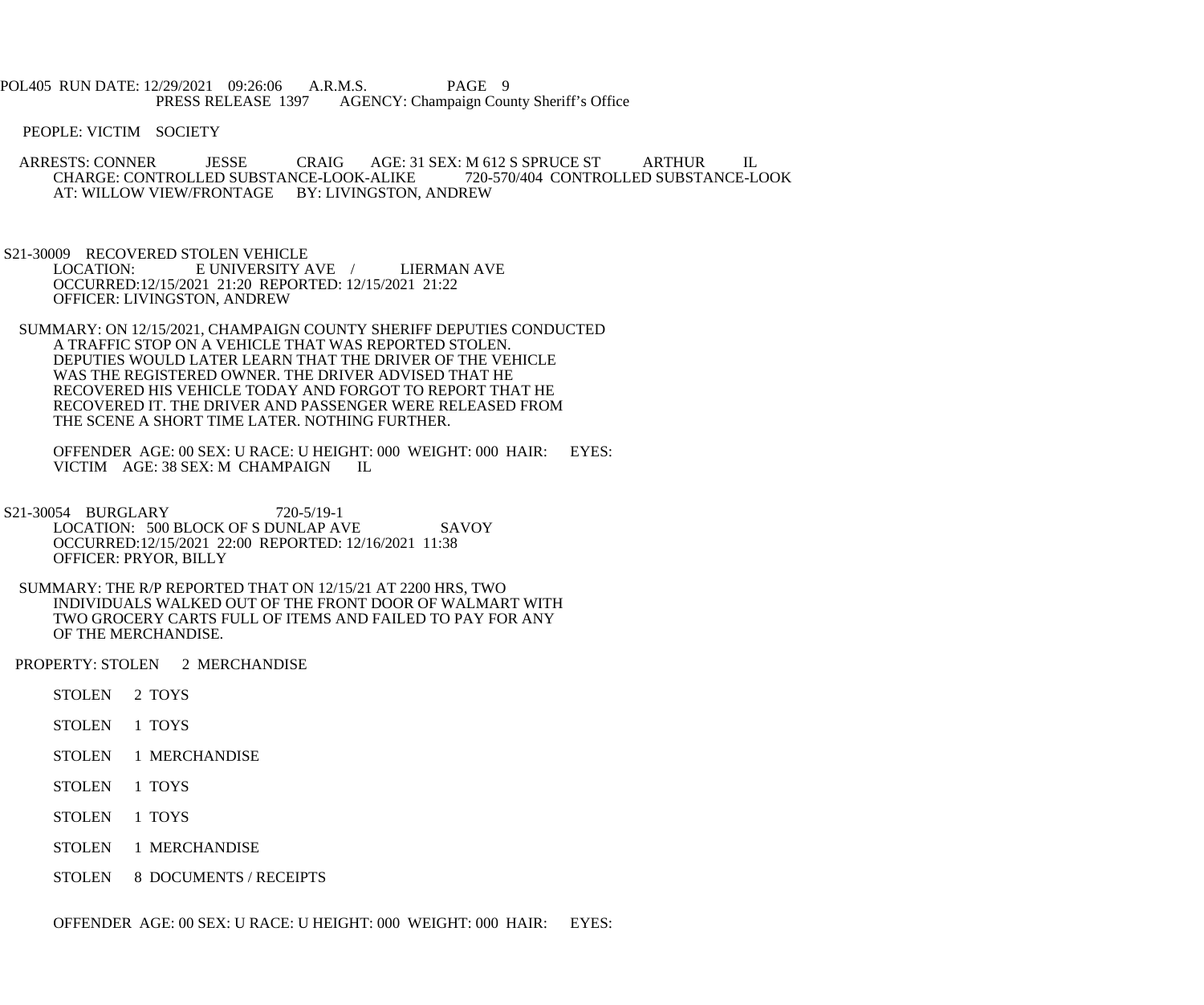PEOPLE: VICTIM SOCIETY

ARRESTS: CONNER JESSE CRAIG AGE: 31 SEX: M 612 S SPRUCE ST ARTHUR IL
CHARGE: CONTROLLED SUBSTANCE-LOOK-ALIKE 720-570/404 CONTROLLED SUBSTANCE-LOOK
AT: WILLOW VIEW/FRONTAGE BY: LIVINGSTON, ANDREW

S21-30009 RECOVERED STOLEN VEHICLE
LOCATION: E UNIVERSITY AVE / LIERMAN AVE
OCCURRED:12/15/2021 21:20 REPORTED: 12/15/2021 21:22
OFFICER: LIVINGSTON, ANDREW

SUMMARY: ON 12/15/2021, CHAMPAIGN COUNTY SHERIFF DEPUTIES CONDUCTED A TRAFFIC STOP ON A VEHICLE THAT WAS REPORTED STOLEN. DEPUTIES WOULD LATER LEARN THAT THE DRIVER OF THE VEHICLE WAS THE REGISTERED OWNER. THE DRIVER ADVISED THAT HE RECOVERED HIS VEHICLE TODAY AND FORGOT TO REPORT THAT HE RECOVERED IT. THE DRIVER AND PASSENGER WERE RELEASED FROM THE SCENE A SHORT TIME LATER. NOTHING FURTHER.

OFFENDER AGE: 00 SEX: U RACE: U HEIGHT: 000 WEIGHT: 000 HAIR: EYES:
VICTIM AGE: 38 SEX: M CHAMPAIGN IL

S21-30054 BURGLARY 720-5/19-1
LOCATION: 500 BLOCK OF S DUNLAP AVE SAVOY
OCCURRED:12/15/2021 22:00 REPORTED: 12/16/2021 11:38
OFFICER: PRYOR, BILLY

SUMMARY: THE R/P REPORTED THAT ON 12/15/21 AT 2200 HRS, TWO INDIVIDUALS WALKED OUT OF THE FRONT DOOR OF WALMART WITH TWO GROCERY CARTS FULL OF ITEMS AND FAILED TO PAY FOR ANY OF THE MERCHANDISE.

PROPERTY: STOLEN 2 MERCHANDISE

STOLEN 2 TOYS

STOLEN 1 TOYS

STOLEN 1 MERCHANDISE

STOLEN 1 TOYS

STOLEN 1 TOYS

STOLEN 1 MERCHANDISE

STOLEN 8 DOCUMENTS / RECEIPTS

OFFENDER AGE: 00 SEX: U RACE: U HEIGHT: 000 WEIGHT: 000 HAIR: EYES: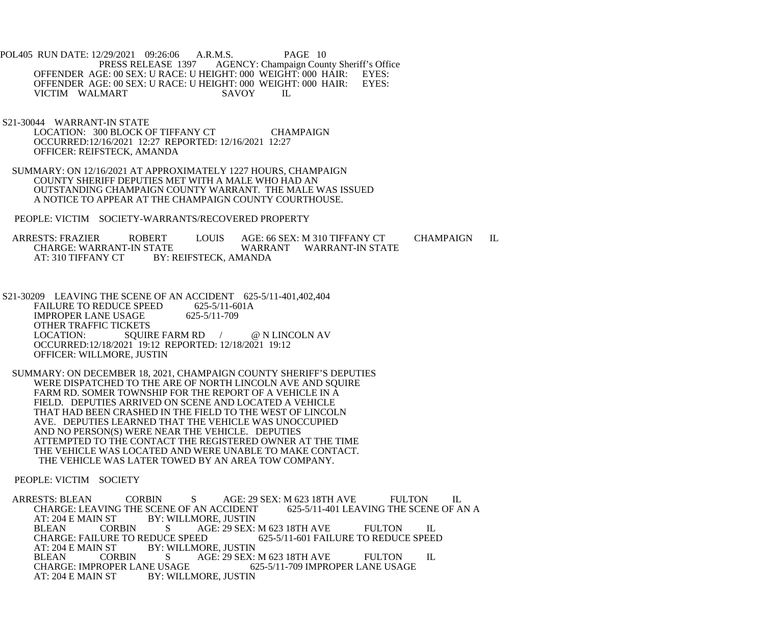POL405 RUN DATE: 12/29/2021 09:26:06 A.R.M.S. PAGE 10
PRESS RELEASE 1397 AGENCY: Champaign County Sheriff's Office

OFFENDER AGE: 00 SEX: U RACE: U HEIGHT: 000 WEIGHT: 000 HAIR: EYES:
OFFENDER AGE: 00 SEX: U RACE: U HEIGHT: 000 WEIGHT: 000 HAIR: EYES:
VICTIM WALMART SAVOY IL

S21-30044 WARRANT-IN STATE
LOCATION: 300 BLOCK OF TIFFANY CT CHAMPAIGN
OCCURRED:12/16/2021 12:27 REPORTED: 12/16/2021 12:27
OFFICER: REIFSTECK, AMANDA

SUMMARY: ON 12/16/2021 AT APPROXIMATELY 1227 HOURS, CHAMPAIGN COUNTY SHERIFF DEPUTIES MET WITH A MALE WHO HAD AN OUTSTANDING CHAMPAIGN COUNTY WARRANT. THE MALE WAS ISSUED A NOTICE TO APPEAR AT THE CHAMPAIGN COUNTY COURTHOUSE.

PEOPLE: VICTIM SOCIETY-WARRANTS/RECOVERED PROPERTY

ARRESTS: FRAZIER ROBERT LOUIS AGE: 66 SEX: M 310 TIFFANY CT CHAMPAIGN IL
CHARGE: WARRANT-IN STATE WARRANT WARRANT-IN STATE
AT: 310 TIFFANY CT BY: REIFSTECK, AMANDA

S21-30209 LEAVING THE SCENE OF AN ACCIDENT 625-5/11-401,402,404
FAILURE TO REDUCE SPEED 625-5/11-601A
IMPROPER LANE USAGE 625-5/11-709
OTHER TRAFFIC TICKETS
LOCATION: SQUIRE FARM RD / @ N LINCOLN AV
OCCURRED:12/18/2021 19:12 REPORTED: 12/18/2021 19:12
OFFICER: WILLMORE, JUSTIN

SUMMARY: ON DECEMBER 18, 2021, CHAMPAIGN COUNTY SHERIFF'S DEPUTIES WERE DISPATCHED TO THE ARE OF NORTH LINCOLN AVE AND SQUIRE FARM RD. SOMER TOWNSHIP FOR THE REPORT OF A VEHICLE IN A FIELD. DEPUTIES ARRIVED ON SCENE AND LOCATED A VEHICLE THAT HAD BEEN CRASHED IN THE FIELD TO THE WEST OF LINCOLN AVE. DEPUTIES LEARNED THAT THE VEHICLE WAS UNOCCUPIED AND NO PERSON(S) WERE NEAR THE VEHICLE. DEPUTIES ATTEMPTED TO THE CONTACT THE REGISTERED OWNER AT THE TIME THE VEHICLE WAS LOCATED AND WERE UNABLE TO MAKE CONTACT. THE VEHICLE WAS LATER TOWED BY AN AREA TOW COMPANY.

PEOPLE: VICTIM SOCIETY

ARRESTS: BLEAN CORBIN S AGE: 29 SEX: M 623 18TH AVE FULTON IL
CHARGE: LEAVING THE SCENE OF AN ACCIDENT 625-5/11-401 LEAVING THE SCENE OF AN A
AT: 204 E MAIN ST BY: WILLMORE, JUSTIN
BLEAN CORBIN S AGE: 29 SEX: M 623 18TH AVE FULTON IL
CHARGE: FAILURE TO REDUCE SPEED 625-5/11-601 FAILURE TO REDUCE SPEED
AT: 204 E MAIN ST BY: WILLMORE, JUSTIN
BLEAN CORBIN S AGE: 29 SEX: M 623 18TH AVE FULTON IL
CHARGE: IMPROPER LANE USAGE 625-5/11-709 IMPROPER LANE USAGE
AT: 204 E MAIN ST BY: WILLMORE, JUSTIN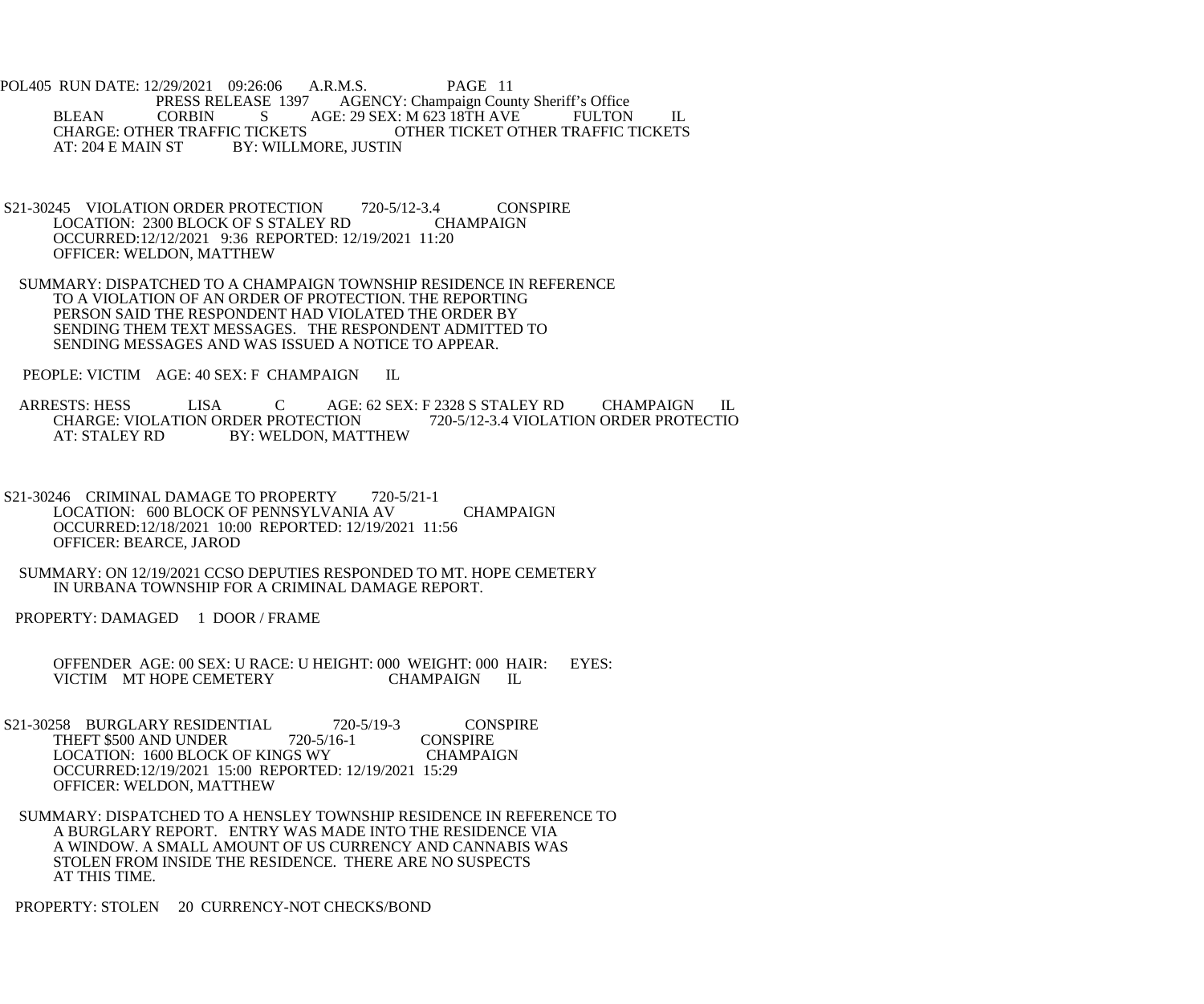POL405 RUN DATE: 12/29/2021 09:26:06 A.R.M.S. PAGE 11
PRESS RELEASE 1397 AGENCY: Champaign County Sheriff's Office

BLEAN CORBIN S AGE: 29 SEX: M 623 18TH AVE FULTON IL
CHARGE: OTHER TRAFFIC TICKETS OTHER TICKET OTHER TRAFFIC TICKETS
AT: 204 E MAIN ST BY: WILLMORE, JUSTIN

S21-30245 VIOLATION ORDER PROTECTION 720-5/12-3.4 CONSPIRE
LOCATION: 2300 BLOCK OF S STALEY RD CHAMPAIGN
OCCURRED:12/12/2021 9:36 REPORTED: 12/19/2021 11:20
OFFICER: WELDON, MATTHEW

SUMMARY: DISPATCHED TO A CHAMPAIGN TOWNSHIP RESIDENCE IN REFERENCE TO A VIOLATION OF AN ORDER OF PROTECTION. THE REPORTING PERSON SAID THE RESPONDENT HAD VIOLATED THE ORDER BY SENDING THEM TEXT MESSAGES. THE RESPONDENT ADMITTED TO SENDING MESSAGES AND WAS ISSUED A NOTICE TO APPEAR.

PEOPLE: VICTIM AGE: 40 SEX: F CHAMPAIGN IL

ARRESTS: HESS LISA C AGE: 62 SEX: F 2328 S STALEY RD CHAMPAIGN IL
CHARGE: VIOLATION ORDER PROTECTION 720-5/12-3.4 VIOLATION ORDER PROTECTIO
AT: STALEY RD BY: WELDON, MATTHEW

S21-30246 CRIMINAL DAMAGE TO PROPERTY 720-5/21-1
LOCATION: 600 BLOCK OF PENNSYLVANIA AV CHAMPAIGN
OCCURRED:12/18/2021 10:00 REPORTED: 12/19/2021 11:56
OFFICER: BEARCE, JAROD

SUMMARY: ON 12/19/2021 CCSO DEPUTIES RESPONDED TO MT. HOPE CEMETERY IN URBANA TOWNSHIP FOR A CRIMINAL DAMAGE REPORT.

PROPERTY: DAMAGED 1 DOOR / FRAME

OFFENDER AGE: 00 SEX: U RACE: U HEIGHT: 000 WEIGHT: 000 HAIR: EYES:
VICTIM MT HOPE CEMETERY CHAMPAIGN IL

S21-30258 BURGLARY RESIDENTIAL 720-5/19-3 CONSPIRE
THEFT $500 AND UNDER 720-5/16-1 CONSPIRE
LOCATION: 1600 BLOCK OF KINGS WY CHAMPAIGN
OCCURRED:12/19/2021 15:00 REPORTED: 12/19/2021 15:29
OFFICER: WELDON, MATTHEW

SUMMARY: DISPATCHED TO A HENSLEY TOWNSHIP RESIDENCE IN REFERENCE TO A BURGLARY REPORT. ENTRY WAS MADE INTO THE RESIDENCE VIA A WINDOW. A SMALL AMOUNT OF US CURRENCY AND CANNABIS WAS STOLEN FROM INSIDE THE RESIDENCE. THERE ARE NO SUSPECTS AT THIS TIME.

PROPERTY: STOLEN 20 CURRENCY-NOT CHECKS/BOND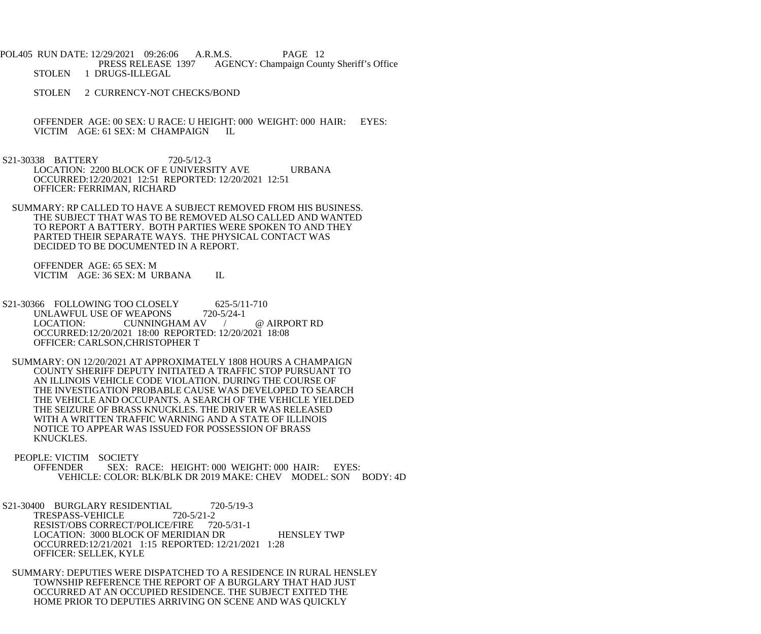STOLEN 1 DRUGS-ILLEGAL

STOLEN 2 CURRENCY-NOT CHECKS/BOND

OFFENDER AGE: 00 SEX: U RACE: U HEIGHT: 000 WEIGHT: 000 HAIR: EYES:
VICTIM AGE: 61 SEX: M CHAMPAIGN IL

S21-30338 BATTERY 720-5/12-3
LOCATION: 2200 BLOCK OF E UNIVERSITY AVE URBANA
OCCURRED:12/20/2021 12:51 REPORTED: 12/20/2021 12:51
OFFICER: FERRIMAN, RICHARD

SUMMARY: RP CALLED TO HAVE A SUBJECT REMOVED FROM HIS BUSINESS. THE SUBJECT THAT WAS TO BE REMOVED ALSO CALLED AND WANTED TO REPORT A BATTERY. BOTH PARTIES WERE SPOKEN TO AND THEY PARTED THEIR SEPARATE WAYS. THE PHYSICAL CONTACT WAS DECIDED TO BE DOCUMENTED IN A REPORT.

OFFENDER AGE: 65 SEX: M
VICTIM AGE: 36 SEX: M URBANA IL

S21-30366 FOLLOWING TOO CLOSELY 625-5/11-710
UNLAWFUL USE OF WEAPONS 720-5/24-1
LOCATION: CUNNINGHAM AV / @ AIRPORT RD
OCCURRED:12/20/2021 18:00 REPORTED: 12/20/2021 18:08
OFFICER: CARLSON,CHRISTOPHER T

SUMMARY: ON 12/20/2021 AT APPROXIMATELY 1808 HOURS A CHAMPAIGN COUNTY SHERIFF DEPUTY INITIATED A TRAFFIC STOP PURSUANT TO AN ILLINOIS VEHICLE CODE VIOLATION. DURING THE COURSE OF THE INVESTIGATION PROBABLE CAUSE WAS DEVELOPED TO SEARCH THE VEHICLE AND OCCUPANTS. A SEARCH OF THE VEHICLE YIELDED THE SEIZURE OF BRASS KNUCKLES. THE DRIVER WAS RELEASED WITH A WRITTEN TRAFFIC WARNING AND A STATE OF ILLINOIS NOTICE TO APPEAR WAS ISSUED FOR POSSESSION OF BRASS KNUCKLES.

PEOPLE: VICTIM SOCIETY
OFFENDER SEX: RACE: HEIGHT: 000 WEIGHT: 000 HAIR: EYES:
VEHICLE: COLOR: BLK/BLK DR 2019 MAKE: CHEV MODEL: SON BODY: 4D

S21-30400 BURGLARY RESIDENTIAL 720-5/19-3
TRESPASS-VEHICLE 720-5/21-2
RESIST/OBS CORRECT/POLICE/FIRE 720-5/31-1
LOCATION: 3000 BLOCK OF MERIDIAN DR HENSLEY TWP
OCCURRED:12/21/2021 1:15 REPORTED: 12/21/2021 1:28
OFFICER: SELLEK, KYLE

SUMMARY: DEPUTIES WERE DISPATCHED TO A RESIDENCE IN RURAL HENSLEY TOWNSHIP REFERENCE THE REPORT OF A BURGLARY THAT HAD JUST OCCURRED AT AN OCCUPIED RESIDENCE. THE SUBJECT EXITED THE HOME PRIOR TO DEPUTIES ARRIVING ON SCENE AND WAS QUICKLY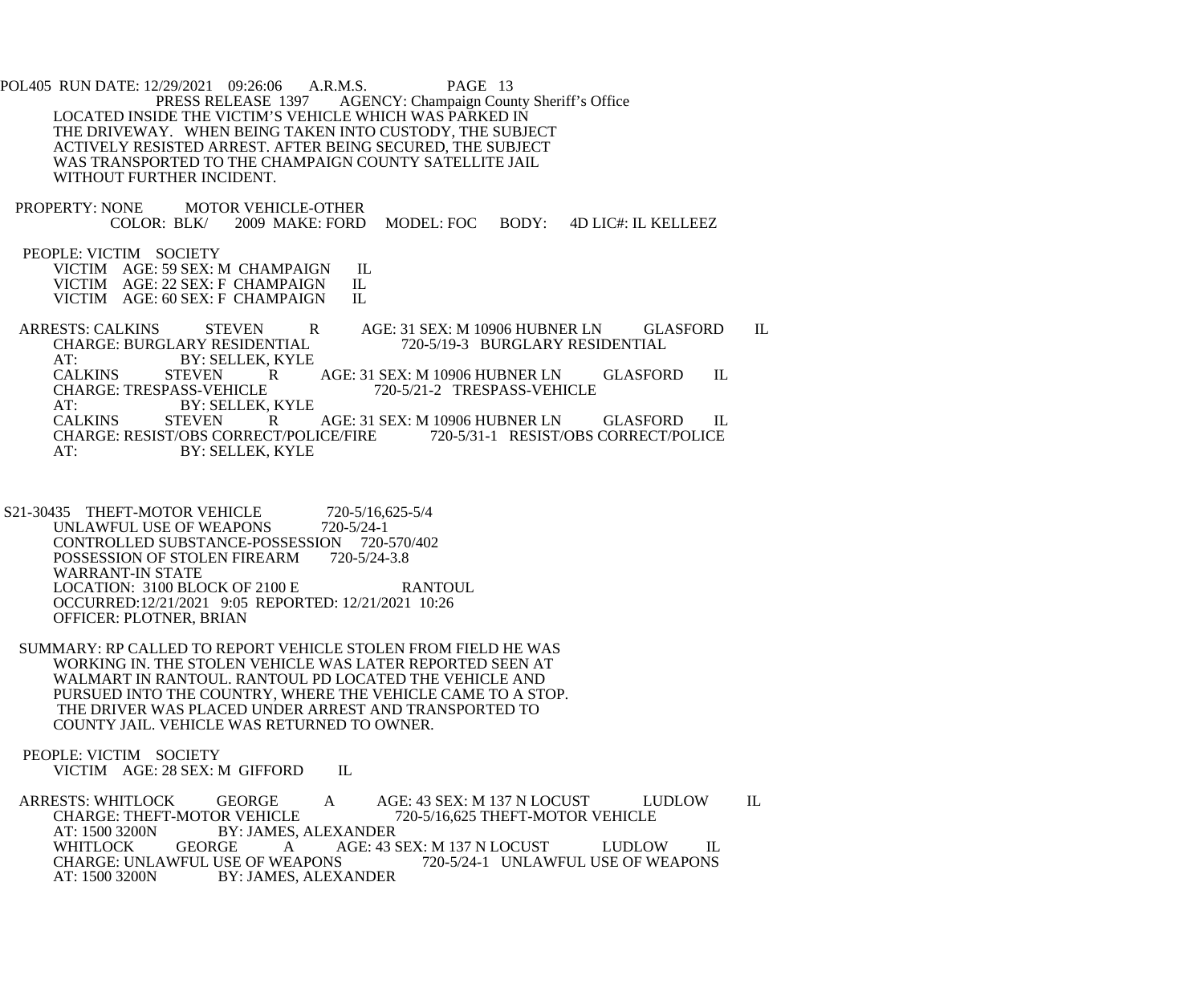LOCATED INSIDE THE VICTIM'S VEHICLE WHICH WAS PARKED IN THE DRIVEWAY. WHEN BEING TAKEN INTO CUSTODY, THE SUBJECT ACTIVELY RESISTED ARREST. AFTER BEING SECURED, THE SUBJECT WAS TRANSPORTED TO THE CHAMPAIGN COUNTY SATELLITE JAIL WITHOUT FURTHER INCIDENT.

PROPERTY: NONE MOTOR VEHICLE-OTHER
COLOR: BLK/ 2009 MAKE: FORD MODEL: FOC BODY: 4D LIC#: IL KELLEEZ

PEOPLE: VICTIM SOCIETY
VICTIM AGE: 59 SEX: M CHAMPAIGN IL
VICTIM AGE: 22 SEX: F CHAMPAIGN IL
VICTIM AGE: 60 SEX: F CHAMPAIGN IL

ARRESTS: CALKINS STEVEN R AGE: 31 SEX: M 10906 HUBNER LN GLASFORD IL
CHARGE: BURGLARY RESIDENTIAL 720-5/19-3 BURGLARY RESIDENTIAL
AT: BY: SELLEK, KYLE
CALKINS STEVEN R AGE: 31 SEX: M 10906 HUBNER LN GLASFORD IL
CHARGE: TRESPASS-VEHICLE 720-5/21-2 TRESPASS-VEHICLE
AT: BY: SELLEK, KYLE
CALKINS STEVEN R AGE: 31 SEX: M 10906 HUBNER LN GLASFORD IL
CHARGE: RESIST/OBS CORRECT/POLICE/FIRE 720-5/31-1 RESIST/OBS CORRECT/POLICE
AT: BY: SELLEK, KYLE

S21-30435 THEFT-MOTOR VEHICLE 720-5/16,625-5/4
UNLAWFUL USE OF WEAPONS 720-5/24-1
CONTROLLED SUBSTANCE-POSSESSION 720-570/402
POSSESSION OF STOLEN FIREARM 720-5/24-3.8
WARRANT-IN STATE
LOCATION: 3100 BLOCK OF 2100 E RANTOUL
OCCURRED:12/21/2021 9:05 REPORTED: 12/21/2021 10:26
OFFICER: PLOTNER, BRIAN

SUMMARY: RP CALLED TO REPORT VEHICLE STOLEN FROM FIELD HE WAS WORKING IN. THE STOLEN VEHICLE WAS LATER REPORTED SEEN AT WALMART IN RANTOUL. RANTOUL PD LOCATED THE VEHICLE AND PURSUED INTO THE COUNTRY, WHERE THE VEHICLE CAME TO A STOP. THE DRIVER WAS PLACED UNDER ARREST AND TRANSPORTED TO COUNTY JAIL. VEHICLE WAS RETURNED TO OWNER.

PEOPLE: VICTIM SOCIETY
VICTIM AGE: 28 SEX: M GIFFORD IL

ARRESTS: WHITLOCK GEORGE A AGE: 43 SEX: M 137 N LOCUST LUDLOW IL
CHARGE: THEFT-MOTOR VEHICLE 720-5/16,625 THEFT-MOTOR VEHICLE
AT: 1500 3200N BY: JAMES, ALEXANDER
WHITLOCK GEORGE A AGE: 43 SEX: M 137 N LOCUST LUDLOW IL
CHARGE: UNLAWFUL USE OF WEAPONS 720-5/24-1 UNLAWFUL USE OF WEAPONS
AT: 1500 3200N BY: JAMES, ALEXANDER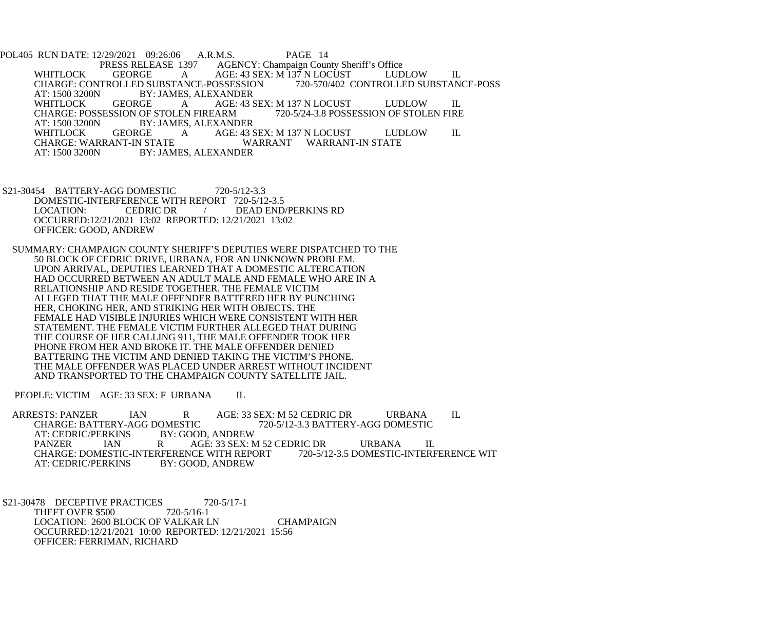POL405 RUN DATE: 12/29/2021 09:26:06 A.R.M.S. PAGE 14
PRESS RELEASE 1397 AGENCY: Champaign County Sheriff's Office

WHITLOCK GEORGE A AGE: 43 SEX: M 137 N LOCUST LUDLOW IL
CHARGE: CONTROLLED SUBSTANCE-POSSESSION 720-570/402 CONTROLLED SUBSTANCE-POSS
AT: 1500 3200N BY: JAMES, ALEXANDER
WHITLOCK GEORGE A AGE: 43 SEX: M 137 N LOCUST LUDLOW IL
CHARGE: POSSESSION OF STOLEN FIREARM 720-5/24-3.8 POSSESSION OF STOLEN FIRE
AT: 1500 3200N BY: JAMES, ALEXANDER
WHITLOCK GEORGE A AGE: 43 SEX: M 137 N LOCUST LUDLOW IL
CHARGE: WARRANT-IN STATE WARRANT WARRANT-IN STATE
AT: 1500 3200N BY: JAMES, ALEXANDER

S21-30454 BATTERY-AGG DOMESTIC 720-5/12-3.3
DOMESTIC-INTERFERENCE WITH REPORT 720-5/12-3.5
LOCATION: CEDRIC DR / DEAD END/PERKINS RD
OCCURRED:12/21/2021 13:02 REPORTED: 12/21/2021 13:02
OFFICER: GOOD, ANDREW

SUMMARY: CHAMPAIGN COUNTY SHERIFF'S DEPUTIES WERE DISPATCHED TO THE 50 BLOCK OF CEDRIC DRIVE, URBANA, FOR AN UNKNOWN PROBLEM. UPON ARRIVAL, DEPUTIES LEARNED THAT A DOMESTIC ALTERCATION HAD OCCURRED BETWEEN AN ADULT MALE AND FEMALE WHO ARE IN A RELATIONSHIP AND RESIDE TOGETHER. THE FEMALE VICTIM ALLEGED THAT THE MALE OFFENDER BATTERED HER BY PUNCHING HER, CHOKING HER, AND STRIKING HER WITH OBJECTS. THE FEMALE HAD VISIBLE INJURIES WHICH WERE CONSISTENT WITH HER STATEMENT. THE FEMALE VICTIM FURTHER ALLEGED THAT DURING THE COURSE OF HER CALLING 911, THE MALE OFFENDER TOOK HER PHONE FROM HER AND BROKE IT. THE MALE OFFENDER DENIED BATTERING THE VICTIM AND DENIED TAKING THE VICTIM'S PHONE. THE MALE OFFENDER WAS PLACED UNDER ARREST WITHOUT INCIDENT AND TRANSPORTED TO THE CHAMPAIGN COUNTY SATELLITE JAIL.

PEOPLE: VICTIM AGE: 33 SEX: F URBANA IL

ARRESTS: PANZER IAN R AGE: 33 SEX: M 52 CEDRIC DR URBANA IL
CHARGE: BATTERY-AGG DOMESTIC 720-5/12-3.3 BATTERY-AGG DOMESTIC
AT: CEDRIC/PERKINS BY: GOOD, ANDREW
PANZER IAN R AGE: 33 SEX: M 52 CEDRIC DR URBANA IL
CHARGE: DOMESTIC-INTERFERENCE WITH REPORT 720-5/12-3.5 DOMESTIC-INTERFERENCE WIT
AT: CEDRIC/PERKINS BY: GOOD, ANDREW

S21-30478 DECEPTIVE PRACTICES 720-5/17-1
THEFT OVER $500 720-5/16-1
LOCATION: 2600 BLOCK OF VALKAR LN CHAMPAIGN
OCCURRED:12/21/2021 10:00 REPORTED: 12/21/2021 15:56
OFFICER: FERRIMAN, RICHARD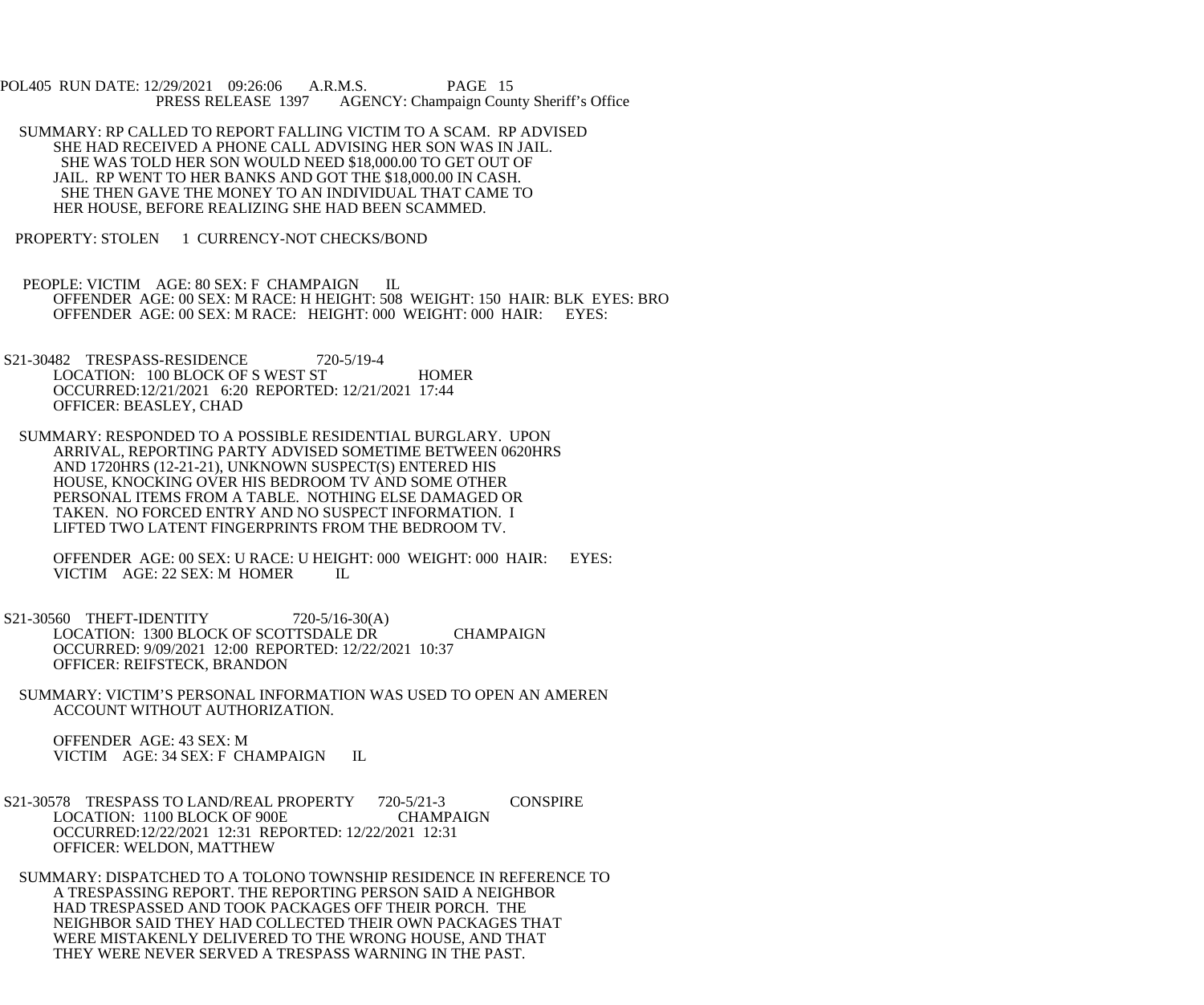SUMMARY: RP CALLED TO REPORT FALLING VICTIM TO A SCAM. RP ADVISED SHE HAD RECEIVED A PHONE CALL ADVISING HER SON WAS IN JAIL. SHE WAS TOLD HER SON WOULD NEED $18,000.00 TO GET OUT OF JAIL. RP WENT TO HER BANKS AND GOT THE $18,000.00 IN CASH. SHE THEN GAVE THE MONEY TO AN INDIVIDUAL THAT CAME TO HER HOUSE, BEFORE REALIZING SHE HAD BEEN SCAMMED.

PROPERTY: STOLEN 1 CURRENCY-NOT CHECKS/BOND

PEOPLE: VICTIM AGE: 80 SEX: F CHAMPAIGN IL
OFFENDER AGE: 00 SEX: M RACE: H HEIGHT: 508 WEIGHT: 150 HAIR: BLK EYES: BRO
OFFENDER AGE: 00 SEX: M RACE: HEIGHT: 000 WEIGHT: 000 HAIR: EYES:

S21-30482 TRESPASS-RESIDENCE 720-5/19-4
LOCATION: 100 BLOCK OF S WEST ST HOMER
OCCURRED:12/21/2021 6:20 REPORTED: 12/21/2021 17:44
OFFICER: BEASLEY, CHAD

SUMMARY: RESPONDED TO A POSSIBLE RESIDENTIAL BURGLARY. UPON ARRIVAL, REPORTING PARTY ADVISED SOMETIME BETWEEN 0620HRS AND 1720HRS (12-21-21), UNKNOWN SUSPECT(S) ENTERED HIS HOUSE, KNOCKING OVER HIS BEDROOM TV AND SOME OTHER PERSONAL ITEMS FROM A TABLE. NOTHING ELSE DAMAGED OR TAKEN. NO FORCED ENTRY AND NO SUSPECT INFORMATION. I LIFTED TWO LATENT FINGERPRINTS FROM THE BEDROOM TV.

OFFENDER AGE: 00 SEX: U RACE: U HEIGHT: 000 WEIGHT: 000 HAIR: EYES:
VICTIM AGE: 22 SEX: M HOMER IL

S21-30560 THEFT-IDENTITY 720-5/16-30(A)
LOCATION: 1300 BLOCK OF SCOTTSDALE DR CHAMPAIGN
OCCURRED: 9/09/2021 12:00 REPORTED: 12/22/2021 10:37
OFFICER: REIFSTECK, BRANDON

SUMMARY: VICTIM'S PERSONAL INFORMATION WAS USED TO OPEN AN AMEREN ACCOUNT WITHOUT AUTHORIZATION.

OFFENDER AGE: 43 SEX: M
VICTIM AGE: 34 SEX: F CHAMPAIGN IL

S21-30578 TRESPASS TO LAND/REAL PROPERTY 720-5/21-3 CONSPIRE
LOCATION: 1100 BLOCK OF 900E CHAMPAIGN
OCCURRED:12/22/2021 12:31 REPORTED: 12/22/2021 12:31
OFFICER: WELDON, MATTHEW

SUMMARY: DISPATCHED TO A TOLONO TOWNSHIP RESIDENCE IN REFERENCE TO A TRESPASSING REPORT. THE REPORTING PERSON SAID A NEIGHBOR HAD TRESPASSED AND TOOK PACKAGES OFF THEIR PORCH. THE NEIGHBOR SAID THEY HAD COLLECTED THEIR OWN PACKAGES THAT WERE MISTAKENLY DELIVERED TO THE WRONG HOUSE, AND THAT THEY WERE NEVER SERVED A TRESPASS WARNING IN THE PAST.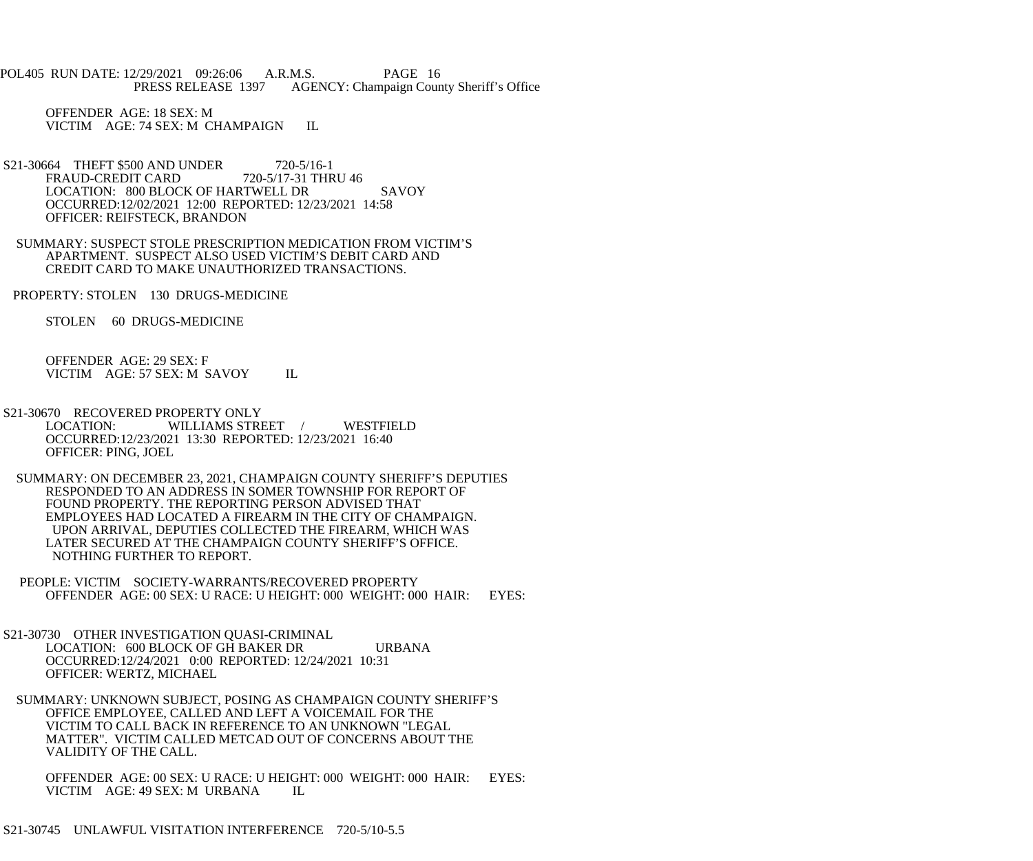OFFENDER AGE: 18 SEX: M
VICTIM AGE: 74 SEX: M CHAMPAIGN IL

S21-30664 THEFT $500 AND UNDER 720-5/16-1
FRAUD-CREDIT CARD 720-5/17-31 THRU 46
LOCATION: 800 BLOCK OF HARTWELL DR SAVOY
OCCURRED:12/02/2021 12:00 REPORTED: 12/23/2021 14:58
OFFICER: REIFSTECK, BRANDON

SUMMARY: SUSPECT STOLE PRESCRIPTION MEDICATION FROM VICTIM'S APARTMENT. SUSPECT ALSO USED VICTIM'S DEBIT CARD AND CREDIT CARD TO MAKE UNAUTHORIZED TRANSACTIONS.

PROPERTY: STOLEN 130 DRUGS-MEDICINE

STOLEN 60 DRUGS-MEDICINE

OFFENDER AGE: 29 SEX: F
VICTIM AGE: 57 SEX: M SAVOY IL

S21-30670 RECOVERED PROPERTY ONLY
LOCATION: WILLIAMS STREET / WESTFIELD
OCCURRED:12/23/2021 13:30 REPORTED: 12/23/2021 16:40
OFFICER: PING, JOEL

SUMMARY: ON DECEMBER 23, 2021, CHAMPAIGN COUNTY SHERIFF'S DEPUTIES RESPONDED TO AN ADDRESS IN SOMER TOWNSHIP FOR REPORT OF FOUND PROPERTY. THE REPORTING PERSON ADVISED THAT EMPLOYEES HAD LOCATED A FIREARM IN THE CITY OF CHAMPAIGN. UPON ARRIVAL, DEPUTIES COLLECTED THE FIREARM, WHICH WAS LATER SECURED AT THE CHAMPAIGN COUNTY SHERIFF'S OFFICE. NOTHING FURTHER TO REPORT.

PEOPLE: VICTIM SOCIETY-WARRANTS/RECOVERED PROPERTY
OFFENDER AGE: 00 SEX: U RACE: U HEIGHT: 000 WEIGHT: 000 HAIR: EYES:

S21-30730 OTHER INVESTIGATION QUASI-CRIMINAL
LOCATION: 600 BLOCK OF GH BAKER DR URBANA
OCCURRED:12/24/2021 0:00 REPORTED: 12/24/2021 10:31
OFFICER: WERTZ, MICHAEL

SUMMARY: UNKNOWN SUBJECT, POSING AS CHAMPAIGN COUNTY SHERIFF'S OFFICE EMPLOYEE, CALLED AND LEFT A VOICEMAIL FOR THE VICTIM TO CALL BACK IN REFERENCE TO AN UNKNOWN "LEGAL MATTER". VICTIM CALLED METCAD OUT OF CONCERNS ABOUT THE VALIDITY OF THE CALL.

OFFENDER AGE: 00 SEX: U RACE: U HEIGHT: 000 WEIGHT: 000 HAIR: EYES:
VICTIM AGE: 49 SEX: M URBANA IL

S21-30745 UNLAWFUL VISITATION INTERFERENCE 720-5/10-5.5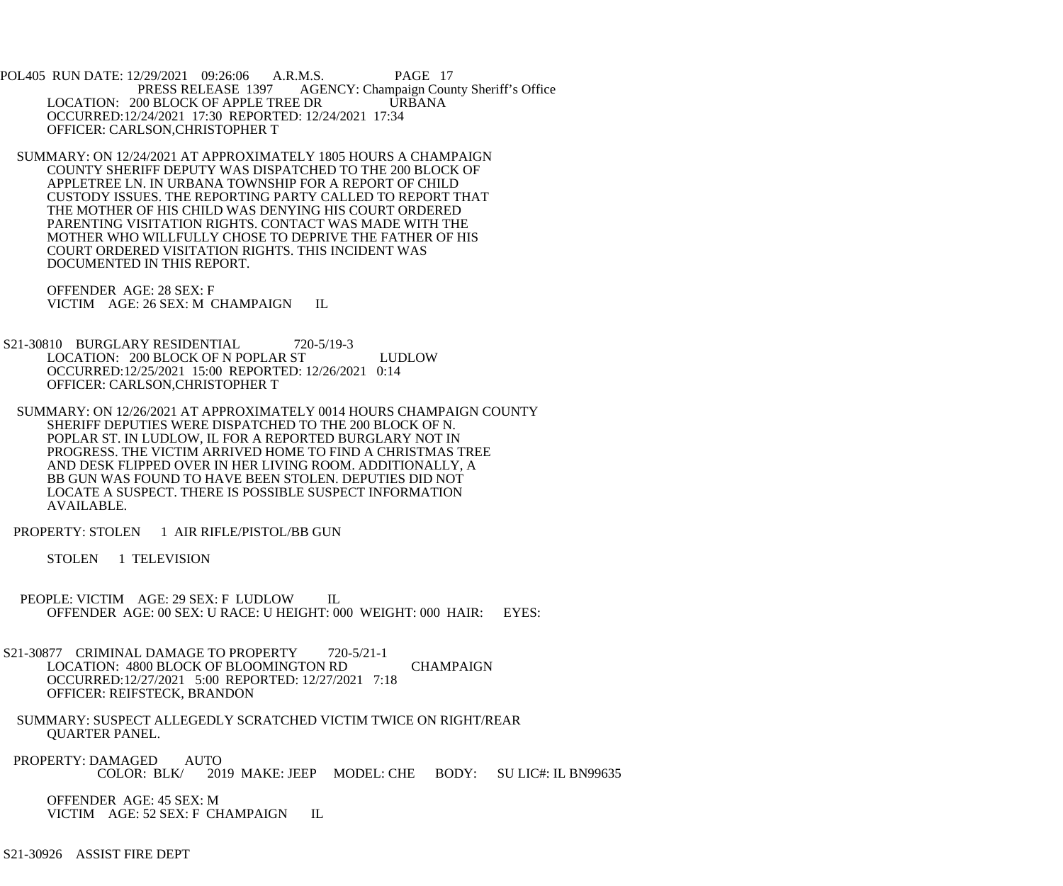POL405 RUN DATE: 12/29/2021 09:26:06 A.R.M.S. PAGE 17
PRESS RELEASE 1397 AGENCY: Champaign County Sheriff's Office

LOCATION: 200 BLOCK OF APPLE TREE DR URBANA
OCCURRED:12/24/2021 17:30 REPORTED: 12/24/2021 17:34
OFFICER: CARLSON,CHRISTOPHER T

SUMMARY: ON 12/24/2021 AT APPROXIMATELY 1805 HOURS A CHAMPAIGN COUNTY SHERIFF DEPUTY WAS DISPATCHED TO THE 200 BLOCK OF APPLETREE LN. IN URBANA TOWNSHIP FOR A REPORT OF CHILD CUSTODY ISSUES. THE REPORTING PARTY CALLED TO REPORT THAT THE MOTHER OF HIS CHILD WAS DENYING HIS COURT ORDERED PARENTING VISITATION RIGHTS. CONTACT WAS MADE WITH THE MOTHER WHO WILLFULLY CHOSE TO DEPRIVE THE FATHER OF HIS COURT ORDERED VISITATION RIGHTS. THIS INCIDENT WAS DOCUMENTED IN THIS REPORT.

OFFENDER AGE: 28 SEX: F
VICTIM AGE: 26 SEX: M CHAMPAIGN IL

S21-30810 BURGLARY RESIDENTIAL 720-5/19-3
LOCATION: 200 BLOCK OF N POPLAR ST LUDLOW
OCCURRED:12/25/2021 15:00 REPORTED: 12/26/2021 0:14
OFFICER: CARLSON,CHRISTOPHER T

SUMMARY: ON 12/26/2021 AT APPROXIMATELY 0014 HOURS CHAMPAIGN COUNTY SHERIFF DEPUTIES WERE DISPATCHED TO THE 200 BLOCK OF N. POPLAR ST. IN LUDLOW, IL FOR A REPORTED BURGLARY NOT IN PROGRESS. THE VICTIM ARRIVED HOME TO FIND A CHRISTMAS TREE AND DESK FLIPPED OVER IN HER LIVING ROOM. ADDITIONALLY, A BB GUN WAS FOUND TO HAVE BEEN STOLEN. DEPUTIES DID NOT LOCATE A SUSPECT. THERE IS POSSIBLE SUSPECT INFORMATION AVAILABLE.

PROPERTY: STOLEN 1 AIR RIFLE/PISTOL/BB GUN

STOLEN 1 TELEVISION

PEOPLE: VICTIM AGE: 29 SEX: F LUDLOW IL
OFFENDER AGE: 00 SEX: U RACE: U HEIGHT: 000 WEIGHT: 000 HAIR: EYES:

S21-30877 CRIMINAL DAMAGE TO PROPERTY 720-5/21-1
LOCATION: 4800 BLOCK OF BLOOMINGTON RD CHAMPAIGN
OCCURRED:12/27/2021 5:00 REPORTED: 12/27/2021 7:18
OFFICER: REIFSTECK, BRANDON

SUMMARY: SUSPECT ALLEGEDLY SCRATCHED VICTIM TWICE ON RIGHT/REAR QUARTER PANEL.

PROPERTY: DAMAGED AUTO
COLOR: BLK/ 2019 MAKE: JEEP MODEL: CHE BODY: SU LIC#: IL BN99635

OFFENDER AGE: 45 SEX: M
VICTIM AGE: 52 SEX: F CHAMPAIGN IL

S21-30926 ASSIST FIRE DEPT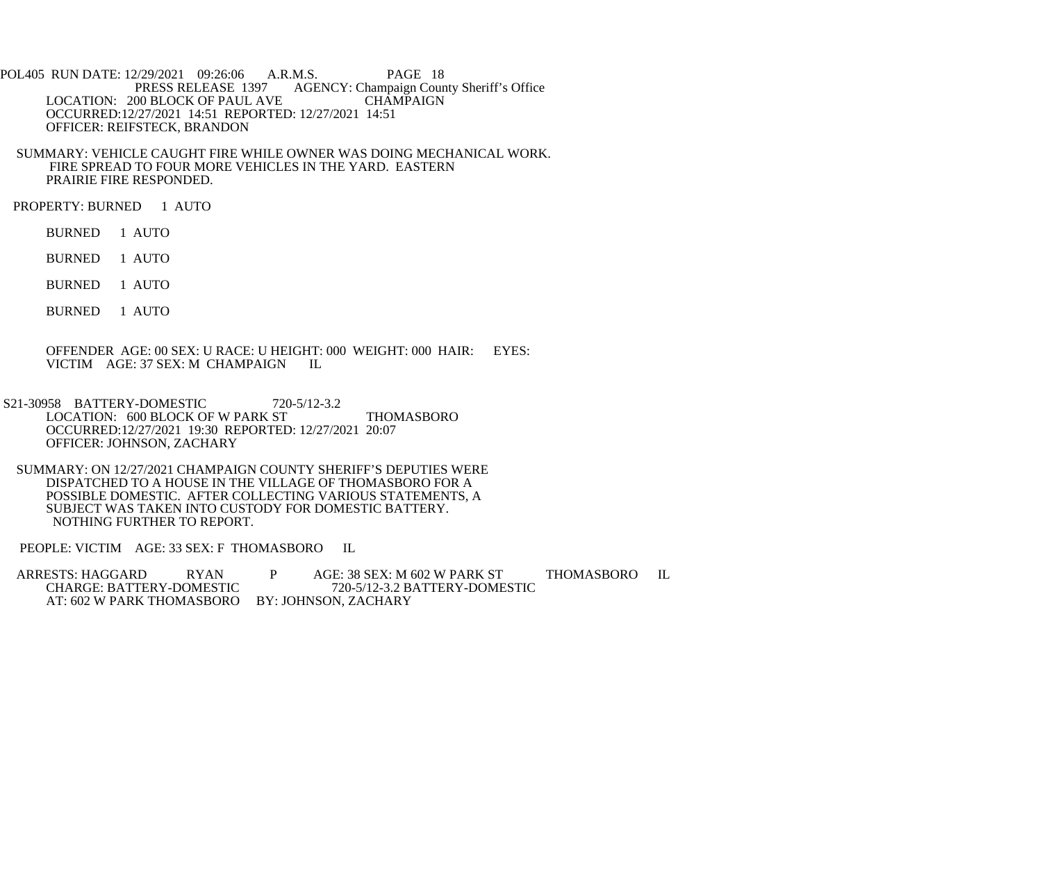PRESS RELEASE 1397 AGENCY: Champaign County Sheriff's Office
LOCATION: 200 BLOCK OF PAUL AVE CHAMPAIGN
OCCURRED:12/27/2021 14:51 REPORTED: 12/27/2021 14:51
OFFICER: REIFSTECK, BRANDON

SUMMARY: VEHICLE CAUGHT FIRE WHILE OWNER WAS DOING MECHANICAL WORK. FIRE SPREAD TO FOUR MORE VEHICLES IN THE YARD. EASTERN PRAIRIE FIRE RESPONDED.

PROPERTY: BURNED 1 AUTO

BURNED 1 AUTO

BURNED 1 AUTO

BURNED 1 AUTO

BURNED 1 AUTO

OFFENDER AGE: 00 SEX: U RACE: U HEIGHT: 000 WEIGHT: 000 HAIR: EYES:
VICTIM AGE: 37 SEX: M CHAMPAIGN IL

S21-30958 BATTERY-DOMESTIC 720-5/12-3.2
LOCATION: 600 BLOCK OF W PARK ST THOMASBORO
OCCURRED:12/27/2021 19:30 REPORTED: 12/27/2021 20:07
OFFICER: JOHNSON, ZACHARY

SUMMARY: ON 12/27/2021 CHAMPAIGN COUNTY SHERIFF'S DEPUTIES WERE DISPATCHED TO A HOUSE IN THE VILLAGE OF THOMASBORO FOR A POSSIBLE DOMESTIC. AFTER COLLECTING VARIOUS STATEMENTS, A SUBJECT WAS TAKEN INTO CUSTODY FOR DOMESTIC BATTERY. NOTHING FURTHER TO REPORT.

PEOPLE: VICTIM AGE: 33 SEX: F THOMASBORO IL

ARRESTS: HAGGARD RYAN P AGE: 38 SEX: M 602 W PARK ST THOMASBORO IL
CHARGE: BATTERY-DOMESTIC 720-5/12-3.2 BATTERY-DOMESTIC
AT: 602 W PARK THOMASBORO BY: JOHNSON, ZACHARY